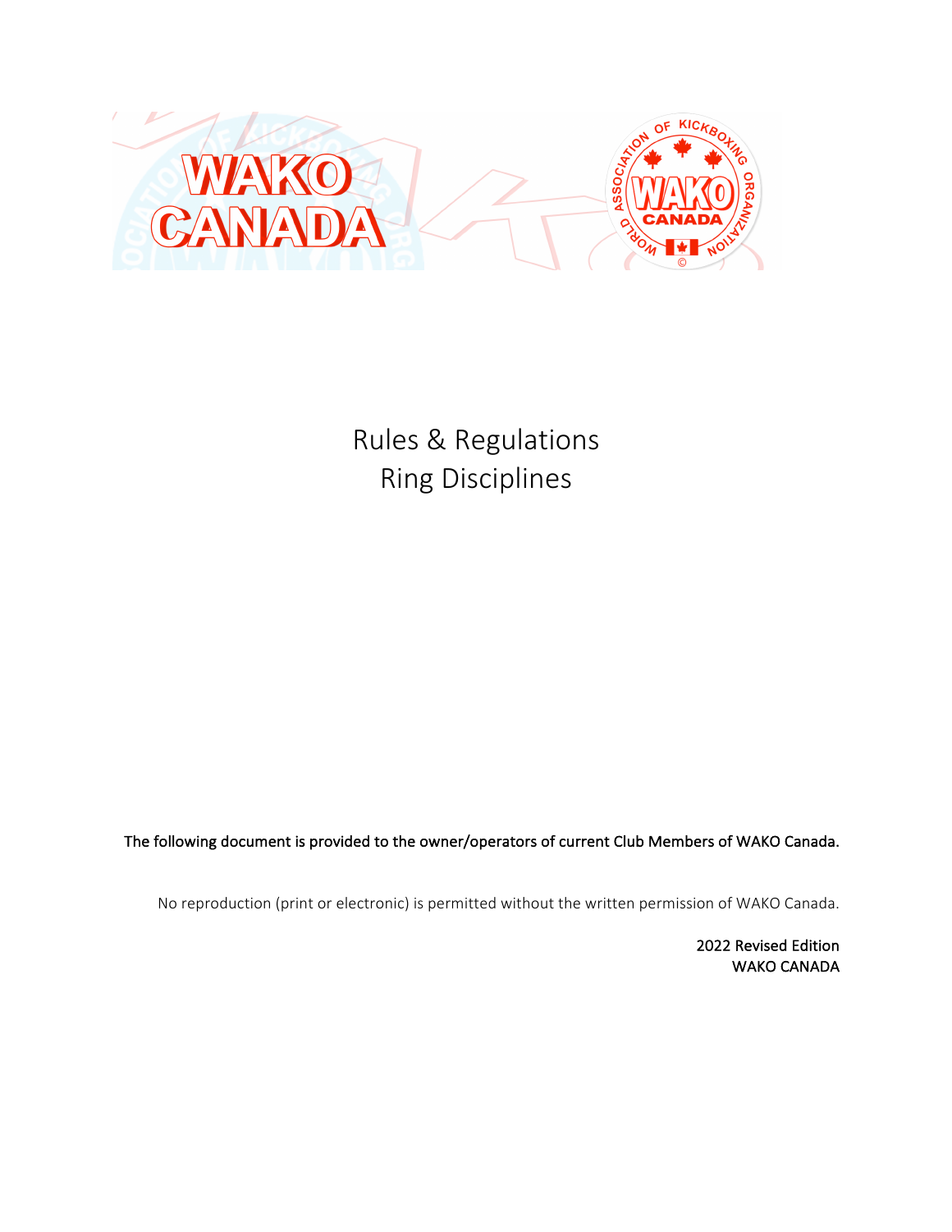WAKO CANADA

# Rules & Regulations
# Ring Disciplines

**The following document is provided to the owner/operators of current Club Members of WAKO Canada.**

No reproduction (print or electronic) is permitted without the written permission of WAKO Canada.

2022 Revised Edition
WAKO CANADA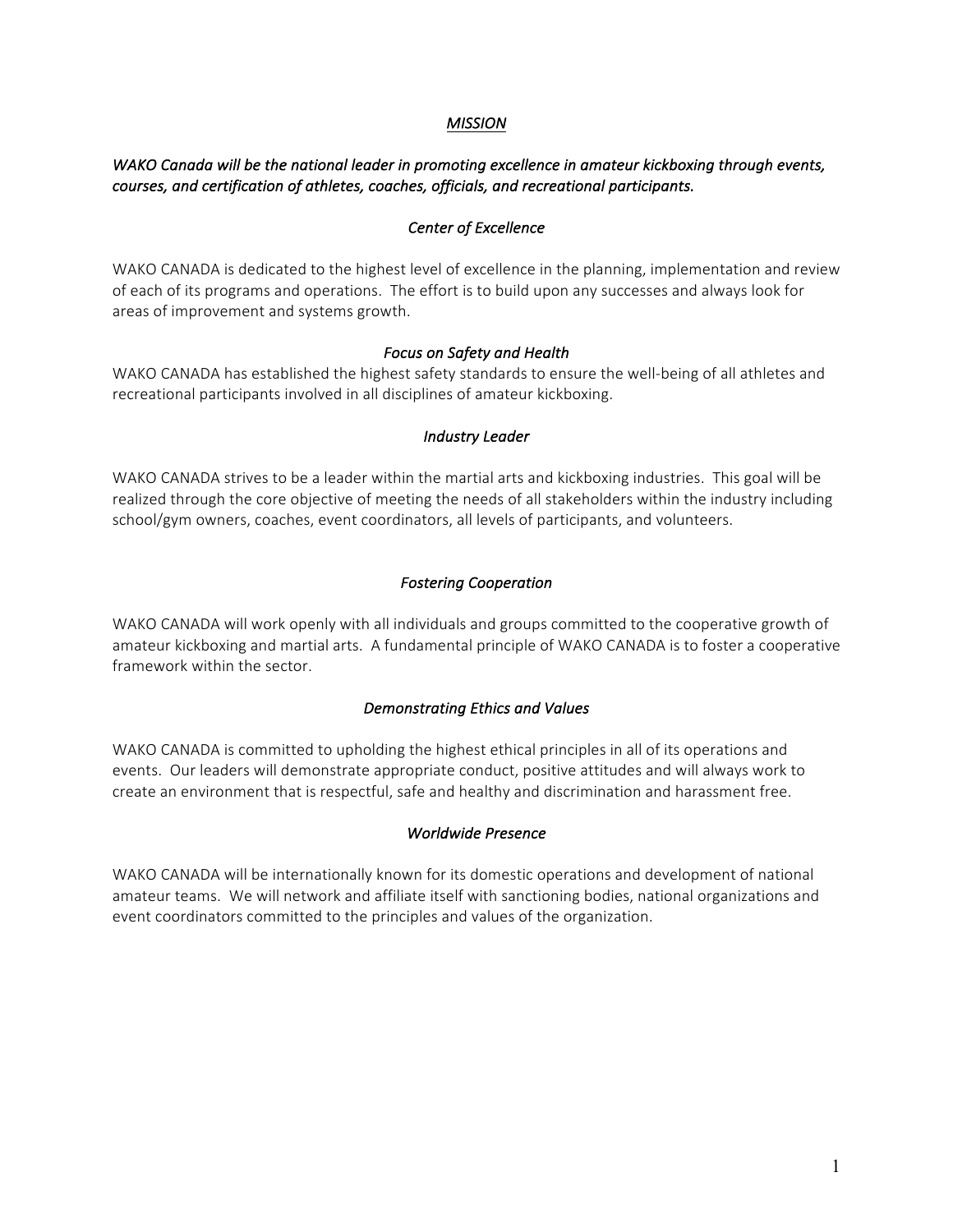## *MISSION*

***WAKO Canada will be the national leader in promoting excellence in amateur kickboxing through events, courses, and certification of athletes, coaches, officials, and recreational participants.***

### *Center of Excellence*

WAKO CANADA is dedicated to the highest level of excellence in the planning, implementation and review of each of its programs and operations. The effort is to build upon any successes and always look for areas of improvement and systems growth.

### *Focus on Safety and Health*

WAKO CANADA has established the highest safety standards to ensure the well-being of all athletes and recreational participants involved in all disciplines of amateur kickboxing.

### *Industry Leader*

WAKO CANADA strives to be a leader within the martial arts and kickboxing industries. This goal will be realized through the core objective of meeting the needs of all stakeholders within the industry including school/gym owners, coaches, event coordinators, all levels of participants, and volunteers.

### *Fostering Cooperation*

WAKO CANADA will work openly with all individuals and groups committed to the cooperative growth of amateur kickboxing and martial arts. A fundamental principle of WAKO CANADA is to foster a cooperative framework within the sector.

### *Demonstrating Ethics and Values*

WAKO CANADA is committed to upholding the highest ethical principles in all of its operations and events. Our leaders will demonstrate appropriate conduct, positive attitudes and will always work to create an environment that is respectful, safe and healthy and discrimination and harassment free.

### *Worldwide Presence*

WAKO CANADA will be internationally known for its domestic operations and development of national amateur teams. We will network and affiliate itself with sanctioning bodies, national organizations and event coordinators committed to the principles and values of the organization.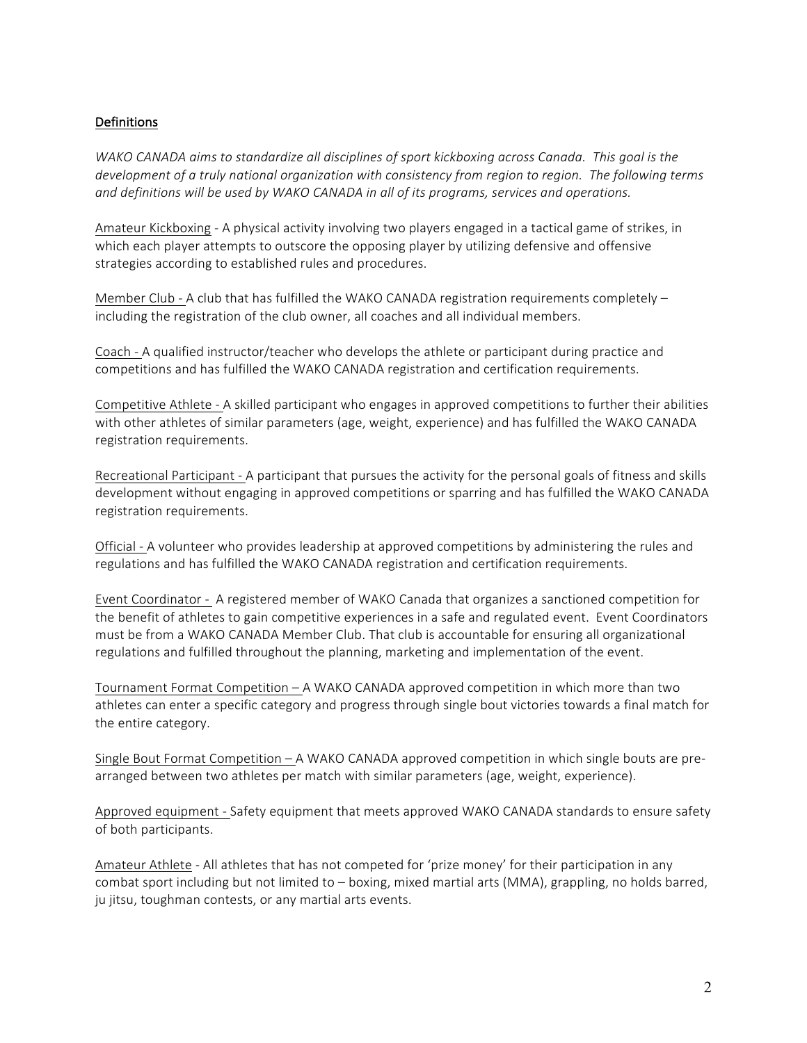## Definitions

*WAKO CANADA aims to standardize all disciplines of sport kickboxing across Canada. This goal is the development of a truly national organization with consistency from region to region. The following terms and definitions will be used by WAKO CANADA in all of its programs, services and operations.*

Amateur Kickboxing - A physical activity involving two players engaged in a tactical game of strikes, in which each player attempts to outscore the opposing player by utilizing defensive and offensive strategies according to established rules and procedures.

Member Club - A club that has fulfilled the WAKO CANADA registration requirements completely – including the registration of the club owner, all coaches and all individual members.

Coach - A qualified instructor/teacher who develops the athlete or participant during practice and competitions and has fulfilled the WAKO CANADA registration and certification requirements.

Competitive Athlete - A skilled participant who engages in approved competitions to further their abilities with other athletes of similar parameters (age, weight, experience) and has fulfilled the WAKO CANADA registration requirements.

Recreational Participant - A participant that pursues the activity for the personal goals of fitness and skills development without engaging in approved competitions or sparring and has fulfilled the WAKO CANADA registration requirements.

Official - A volunteer who provides leadership at approved competitions by administering the rules and regulations and has fulfilled the WAKO CANADA registration and certification requirements.

Event Coordinator - A registered member of WAKO Canada that organizes a sanctioned competition for the benefit of athletes to gain competitive experiences in a safe and regulated event. Event Coordinators must be from a WAKO CANADA Member Club. That club is accountable for ensuring all organizational regulations and fulfilled throughout the planning, marketing and implementation of the event.

Tournament Format Competition – A WAKO CANADA approved competition in which more than two athletes can enter a specific category and progress through single bout victories towards a final match for the entire category.

Single Bout Format Competition – A WAKO CANADA approved competition in which single bouts are pre-arranged between two athletes per match with similar parameters (age, weight, experience).

Approved equipment - Safety equipment that meets approved WAKO CANADA standards to ensure safety of both participants.

Amateur Athlete - All athletes that has not competed for 'prize money' for their participation in any combat sport including but not limited to – boxing, mixed martial arts (MMA), grappling, no holds barred, ju jitsu, toughman contests, or any martial arts events.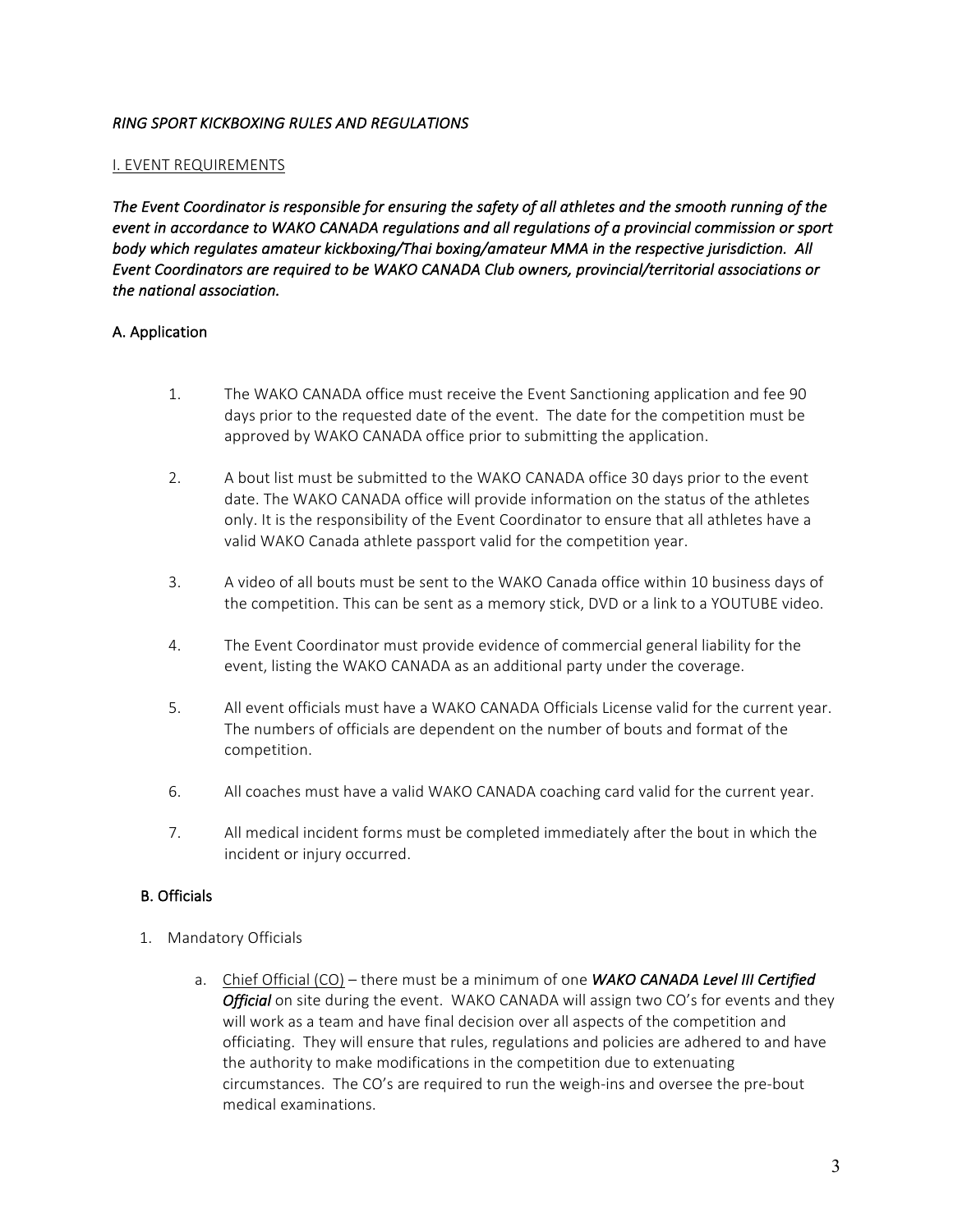## *RING SPORT KICKBOXING RULES AND REGULATIONS*

### I. EVENT REQUIREMENTS

***The Event Coordinator is responsible for ensuring the safety of all athletes and the smooth running of the event in accordance to WAKO CANADA regulations and all regulations of a provincial commission or sport body which regulates amateur kickboxing/Thai boxing/amateur MMA in the respective jurisdiction. All Event Coordinators are required to be WAKO CANADA Club owners, provincial/territorial associations or the national association.***

#### A. Application

1. The WAKO CANADA office must receive the Event Sanctioning application and fee 90 days prior to the requested date of the event. The date for the competition must be approved by WAKO CANADA office prior to submitting the application.

2. A bout list must be submitted to the WAKO CANADA office 30 days prior to the event date. The WAKO CANADA office will provide information on the status of the athletes only. It is the responsibility of the Event Coordinator to ensure that all athletes have a valid WAKO Canada athlete passport valid for the competition year.

3. A video of all bouts must be sent to the WAKO Canada office within 10 business days of the competition. This can be sent as a memory stick, DVD or a link to a YOUTUBE video.

4. The Event Coordinator must provide evidence of commercial general liability for the event, listing the WAKO CANADA as an additional party under the coverage.

5. All event officials must have a WAKO CANADA Officials License valid for the current year. The numbers of officials are dependent on the number of bouts and format of the competition.

6. All coaches must have a valid WAKO CANADA coaching card valid for the current year.

7. All medical incident forms must be completed immediately after the bout in which the incident or injury occurred.

#### B. Officials

1. Mandatory Officials

   a. Chief Official (CO) – there must be a minimum of one ***WAKO CANADA Level III Certified Official*** on site during the event. WAKO CANADA will assign two CO's for events and they will work as a team and have final decision over all aspects of the competition and officiating. They will ensure that rules, regulations and policies are adhered to and have the authority to make modifications in the competition due to extenuating circumstances. The CO's are required to run the weigh-ins and oversee the pre-bout medical examinations.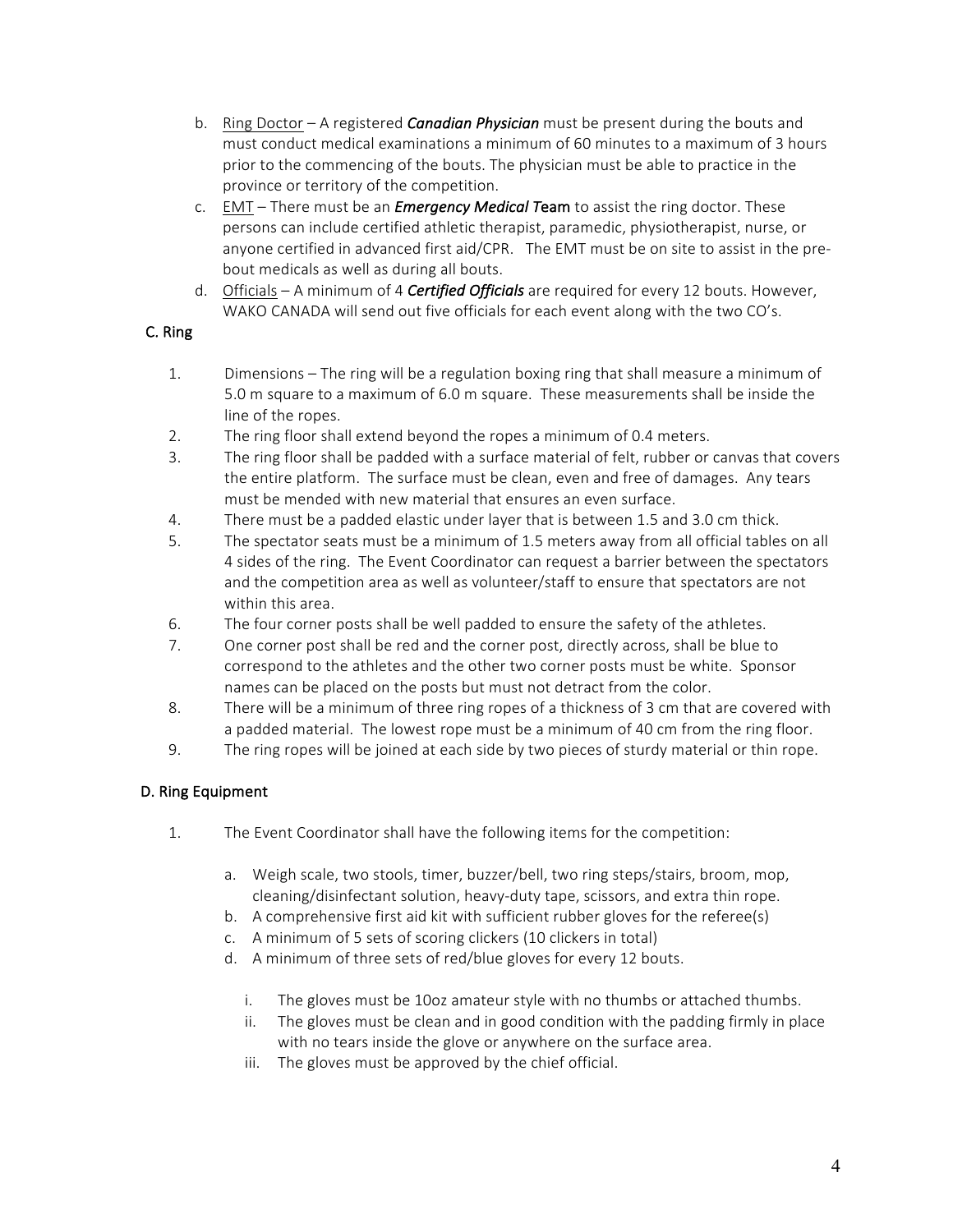b. Ring Doctor – A registered ***Canadian Physician*** must be present during the bouts and must conduct medical examinations a minimum of 60 minutes to a maximum of 3 hours prior to the commencing of the bouts. The physician must be able to practice in the province or territory of the competition.

c. EMT – There must be an ***Emergency Medical T*****eam** to assist the ring doctor. These persons can include certified athletic therapist, paramedic, physiotherapist, nurse, or anyone certified in advanced first aid/CPR. The EMT must be on site to assist in the pre-bout medicals as well as during all bouts.

d. Officials – A minimum of 4 ***Certified Officials*** are required for every 12 bouts. However, WAKO CANADA will send out five officials for each event along with the two CO's.

**C. Ring**

1. Dimensions – The ring will be a regulation boxing ring that shall measure a minimum of 5.0 m square to a maximum of 6.0 m square. These measurements shall be inside the line of the ropes.
2. The ring floor shall extend beyond the ropes a minimum of 0.4 meters.
3. The ring floor shall be padded with a surface material of felt, rubber or canvas that covers the entire platform. The surface must be clean, even and free of damages. Any tears must be mended with new material that ensures an even surface.
4. There must be a padded elastic under layer that is between 1.5 and 3.0 cm thick.
5. The spectator seats must be a minimum of 1.5 meters away from all official tables on all 4 sides of the ring. The Event Coordinator can request a barrier between the spectators and the competition area as well as volunteer/staff to ensure that spectators are not within this area.
6. The four corner posts shall be well padded to ensure the safety of the athletes.
7. One corner post shall be red and the corner post, directly across, shall be blue to correspond to the athletes and the other two corner posts must be white. Sponsor names can be placed on the posts but must not detract from the color.
8. There will be a minimum of three ring ropes of a thickness of 3 cm that are covered with a padded material. The lowest rope must be a minimum of 40 cm from the ring floor.
9. The ring ropes will be joined at each side by two pieces of sturdy material or thin rope.

**D. Ring Equipment**

1. The Event Coordinator shall have the following items for the competition:

   a. Weigh scale, two stools, timer, buzzer/bell, two ring steps/stairs, broom, mop, cleaning/disinfectant solution, heavy-duty tape, scissors, and extra thin rope.
   b. A comprehensive first aid kit with sufficient rubber gloves for the referee(s)
   c. A minimum of 5 sets of scoring clickers (10 clickers in total)
   d. A minimum of three sets of red/blue gloves for every 12 bouts.

      i. The gloves must be 10oz amateur style with no thumbs or attached thumbs.
      ii. The gloves must be clean and in good condition with the padding firmly in place with no tears inside the glove or anywhere on the surface area.
      iii. The gloves must be approved by the chief official.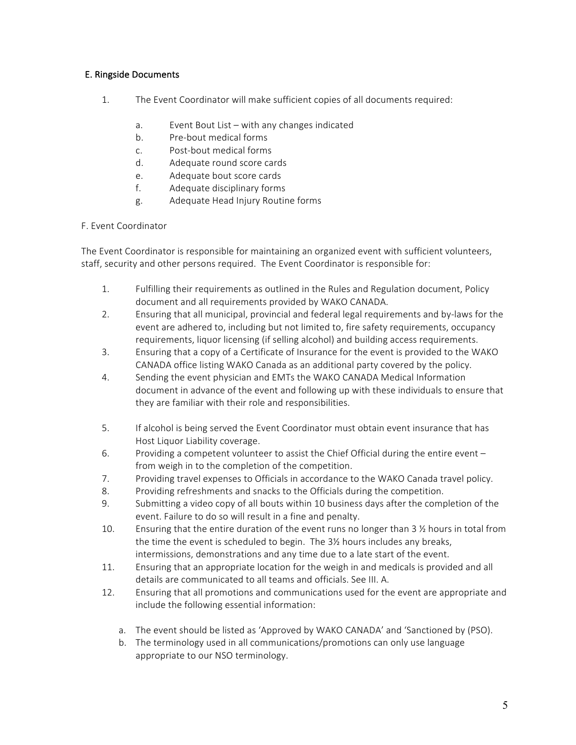### E. Ringside Documents

1. The Event Coordinator will make sufficient copies of all documents required:

   a. Event Bout List – with any changes indicated
   b. Pre-bout medical forms
   c. Post-bout medical forms
   d. Adequate round score cards
   e. Adequate bout score cards
   f. Adequate disciplinary forms
   g. Adequate Head Injury Routine forms

### F. Event Coordinator

The Event Coordinator is responsible for maintaining an organized event with sufficient volunteers, staff, security and other persons required. The Event Coordinator is responsible for:

1. Fulfilling their requirements as outlined in the Rules and Regulation document, Policy document and all requirements provided by WAKO CANADA.
2. Ensuring that all municipal, provincial and federal legal requirements and by-laws for the event are adhered to, including but not limited to, fire safety requirements, occupancy requirements, liquor licensing (if selling alcohol) and building access requirements.
3. Ensuring that a copy of a Certificate of Insurance for the event is provided to the WAKO CANADA office listing WAKO Canada as an additional party covered by the policy.
4. Sending the event physician and EMTs the WAKO CANADA Medical Information document in advance of the event and following up with these individuals to ensure that they are familiar with their role and responsibilities.
5. If alcohol is being served the Event Coordinator must obtain event insurance that has Host Liquor Liability coverage.
6. Providing a competent volunteer to assist the Chief Official during the entire event – from weigh in to the completion of the competition.
7. Providing travel expenses to Officials in accordance to the WAKO Canada travel policy.
8. Providing refreshments and snacks to the Officials during the competition.
9. Submitting a video copy of all bouts within 10 business days after the completion of the event. Failure to do so will result in a fine and penalty.
10. Ensuring that the entire duration of the event runs no longer than 3 ½ hours in total from the time the event is scheduled to begin. The 3½ hours includes any breaks, intermissions, demonstrations and any time due to a late start of the event.
11. Ensuring that an appropriate location for the weigh in and medicals is provided and all details are communicated to all teams and officials. See III. A.
12. Ensuring that all promotions and communications used for the event are appropriate and include the following essential information:

    a. The event should be listed as 'Approved by WAKO CANADA' and 'Sanctioned by (PSO).
    b. The terminology used in all communications/promotions can only use language appropriate to our NSO terminology.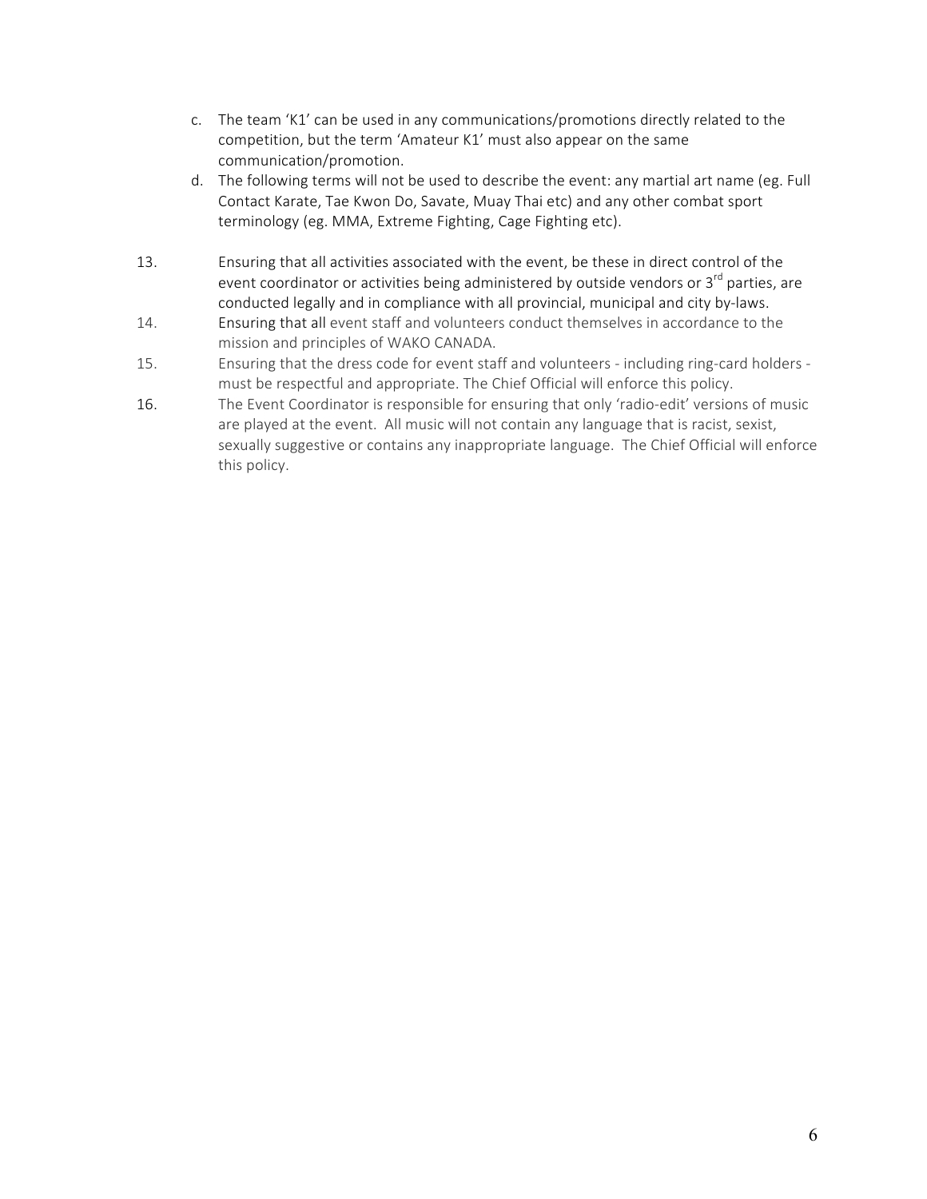c. The team 'K1' can be used in any communications/promotions directly related to the competition, but the term 'Amateur K1' must also appear on the same communication/promotion.

d. The following terms will not be used to describe the event: any martial art name (eg. Full Contact Karate, Tae Kwon Do, Savate, Muay Thai etc) and any other combat sport terminology (eg. MMA, Extreme Fighting, Cage Fighting etc).

13. Ensuring that all activities associated with the event, be these in direct control of the event coordinator or activities being administered by outside vendors or 3rd parties, are conducted legally and in compliance with all provincial, municipal and city by-laws.

14. Ensuring that all event staff and volunteers conduct themselves in accordance to the mission and principles of WAKO CANADA.

15. Ensuring that the dress code for event staff and volunteers - including ring-card holders - must be respectful and appropriate. The Chief Official will enforce this policy.

16. The Event Coordinator is responsible for ensuring that only 'radio-edit' versions of music are played at the event. All music will not contain any language that is racist, sexist, sexually suggestive or contains any inappropriate language. The Chief Official will enforce this policy.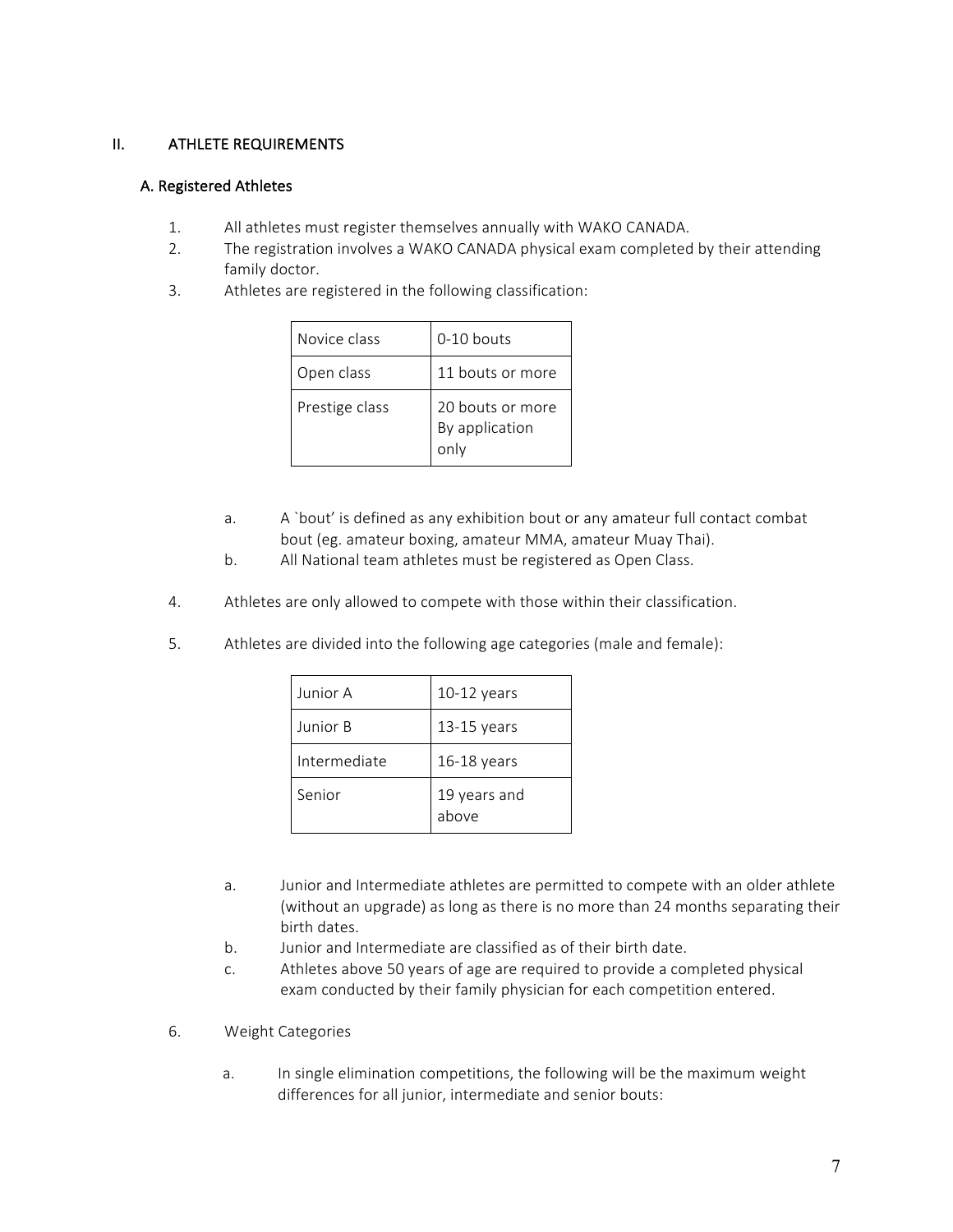## II. ATHLETE REQUIREMENTS

### A. Registered Athletes

1. All athletes must register themselves annually with WAKO CANADA.
2. The registration involves a WAKO CANADA physical exam completed by their attending family doctor.
3. Athletes are registered in the following classification:

| | |
|---|---|
| Novice class | 0-10 bouts |
| Open class | 11 bouts or more |
| Prestige class | 20 bouts or more By application only |

   a. A `bout' is defined as any exhibition bout or any amateur full contact combat bout (eg. amateur boxing, amateur MMA, amateur Muay Thai).
   b. All National team athletes must be registered as Open Class.

4. Athletes are only allowed to compete with those within their classification.

5. Athletes are divided into the following age categories (male and female):

| | |
|---|---|
| Junior A | 10-12 years |
| Junior B | 13-15 years |
| Intermediate | 16-18 years |
| Senior | 19 years and above |

   a. Junior and Intermediate athletes are permitted to compete with an older athlete (without an upgrade) as long as there is no more than 24 months separating their birth dates.
   b. Junior and Intermediate are classified as of their birth date.
   c. Athletes above 50 years of age are required to provide a completed physical exam conducted by their family physician for each competition entered.

6. Weight Categories

   a. In single elimination competitions, the following will be the maximum weight differences for all junior, intermediate and senior bouts: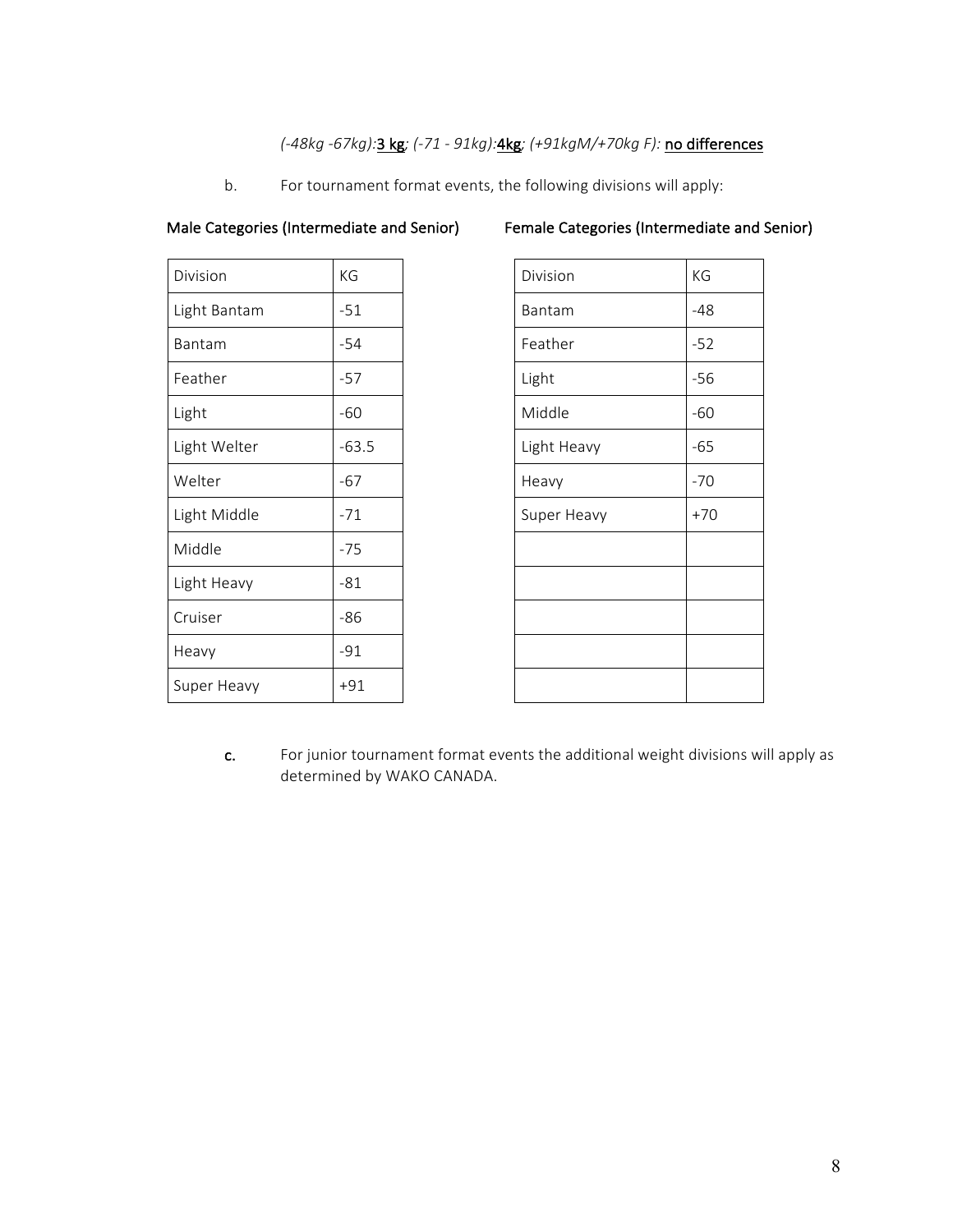*(-48kg -67kg):*<u>3 kg</u>*; (-71 - 91kg):*<u>4kg</u>*; (+91kgM/+70kg F):* <u>no differences</u>

b. For tournament format events, the following divisions will apply:

**Male Categories (Intermediate and Senior)**

| Division | KG |
|---|---|
| Light Bantam | -51 |
| Bantam | -54 |
| Feather | -57 |
| Light | -60 |
| Light Welter | -63.5 |
| Welter | -67 |
| Light Middle | -71 |
| Middle | -75 |
| Light Heavy | -81 |
| Cruiser | -86 |
| Heavy | -91 |
| Super Heavy | +91 |

**Female Categories (Intermediate and Senior)**

| Division | KG |
|---|---|
| Bantam | -48 |
| Feather | -52 |
| Light | -56 |
| Middle | -60 |
| Light Heavy | -65 |
| Heavy | -70 |
| Super Heavy | +70 |

**c.** For junior tournament format events the additional weight divisions will apply as determined by WAKO CANADA.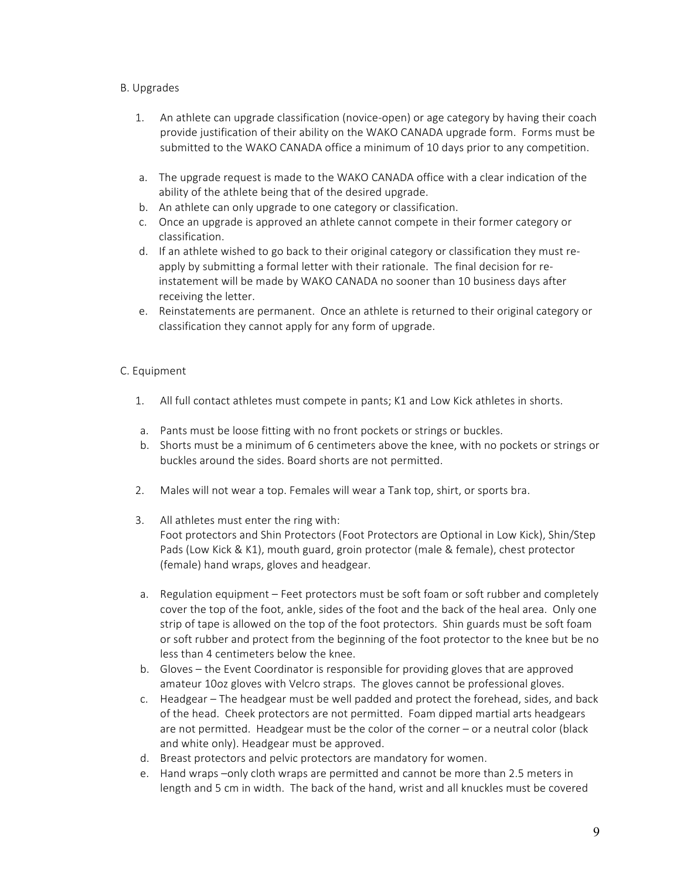B. Upgrades

1. An athlete can upgrade classification (novice-open) or age category by having their coach provide justification of their ability on the WAKO CANADA upgrade form. Forms must be submitted to the WAKO CANADA office a minimum of 10 days prior to any competition.

   a. The upgrade request is made to the WAKO CANADA office with a clear indication of the ability of the athlete being that of the desired upgrade.
   b. An athlete can only upgrade to one category or classification.
   c. Once an upgrade is approved an athlete cannot compete in their former category or classification.
   d. If an athlete wished to go back to their original category or classification they must re-apply by submitting a formal letter with their rationale. The final decision for re-instatement will be made by WAKO CANADA no sooner than 10 business days after receiving the letter.
   e. Reinstatements are permanent. Once an athlete is returned to their original category or classification they cannot apply for any form of upgrade.

C. Equipment

1. All full contact athletes must compete in pants; K1 and Low Kick athletes in shorts.

   a. Pants must be loose fitting with no front pockets or strings or buckles.
   b. Shorts must be a minimum of 6 centimeters above the knee, with no pockets or strings or buckles around the sides. Board shorts are not permitted.

2. Males will not wear a top. Females will wear a Tank top, shirt, or sports bra.

3. All athletes must enter the ring with:
   Foot protectors and Shin Protectors (Foot Protectors are Optional in Low Kick), Shin/Step Pads (Low Kick & K1), mouth guard, groin protector (male & female), chest protector (female) hand wraps, gloves and headgear.

   a. Regulation equipment – Feet protectors must be soft foam or soft rubber and completely cover the top of the foot, ankle, sides of the foot and the back of the heal area. Only one strip of tape is allowed on the top of the foot protectors. Shin guards must be soft foam or soft rubber and protect from the beginning of the foot protector to the knee but be no less than 4 centimeters below the knee.
   b. Gloves – the Event Coordinator is responsible for providing gloves that are approved amateur 10oz gloves with Velcro straps. The gloves cannot be professional gloves.
   c. Headgear – The headgear must be well padded and protect the forehead, sides, and back of the head. Cheek protectors are not permitted. Foam dipped martial arts headgears are not permitted. Headgear must be the color of the corner – or a neutral color (black and white only). Headgear must be approved.
   d. Breast protectors and pelvic protectors are mandatory for women.
   e. Hand wraps –only cloth wraps are permitted and cannot be more than 2.5 meters in length and 5 cm in width. The back of the hand, wrist and all knuckles must be covered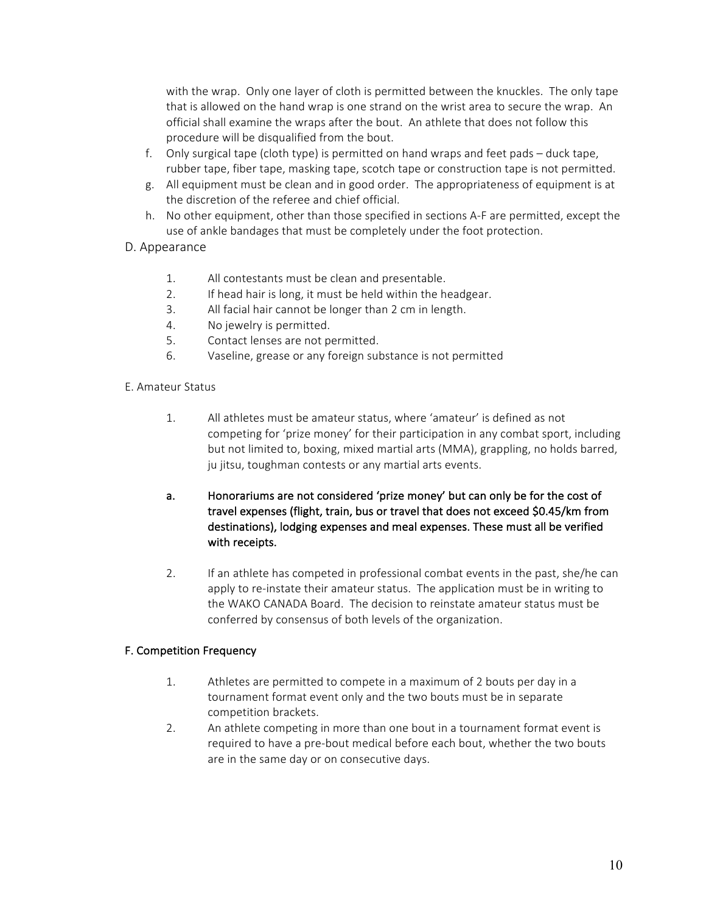with the wrap. Only one layer of cloth is permitted between the knuckles. The only tape that is allowed on the hand wrap is one strand on the wrist area to secure the wrap. An official shall examine the wraps after the bout. An athlete that does not follow this procedure will be disqualified from the bout.

f. Only surgical tape (cloth type) is permitted on hand wraps and feet pads – duck tape, rubber tape, fiber tape, masking tape, scotch tape or construction tape is not permitted.

g. All equipment must be clean and in good order. The appropriateness of equipment is at the discretion of the referee and chief official.

h. No other equipment, other than those specified in sections A-F are permitted, except the use of ankle bandages that must be completely under the foot protection.

## D. Appearance

1. All contestants must be clean and presentable.
2. If head hair is long, it must be held within the headgear.
3. All facial hair cannot be longer than 2 cm in length.
4. No jewelry is permitted.
5. Contact lenses are not permitted.
6. Vaseline, grease or any foreign substance is not permitted

## E. Amateur Status

1. All athletes must be amateur status, where 'amateur' is defined as not competing for 'prize money' for their participation in any combat sport, including but not limited to, boxing, mixed martial arts (MMA), grappling, no holds barred, ju jitsu, toughman contests or any martial arts events.

   **a. Honorariums are not considered 'prize money' but can only be for the cost of travel expenses (flight, train, bus or travel that does not exceed $0.45/km from destinations), lodging expenses and meal expenses. These must all be verified with receipts.**

2. If an athlete has competed in professional combat events in the past, she/he can apply to re-instate their amateur status. The application must be in writing to the WAKO CANADA Board. The decision to reinstate amateur status must be conferred by consensus of both levels of the organization.

## F. Competition Frequency

1. Athletes are permitted to compete in a maximum of 2 bouts per day in a tournament format event only and the two bouts must be in separate competition brackets.
2. An athlete competing in more than one bout in a tournament format event is required to have a pre-bout medical before each bout, whether the two bouts are in the same day or on consecutive days.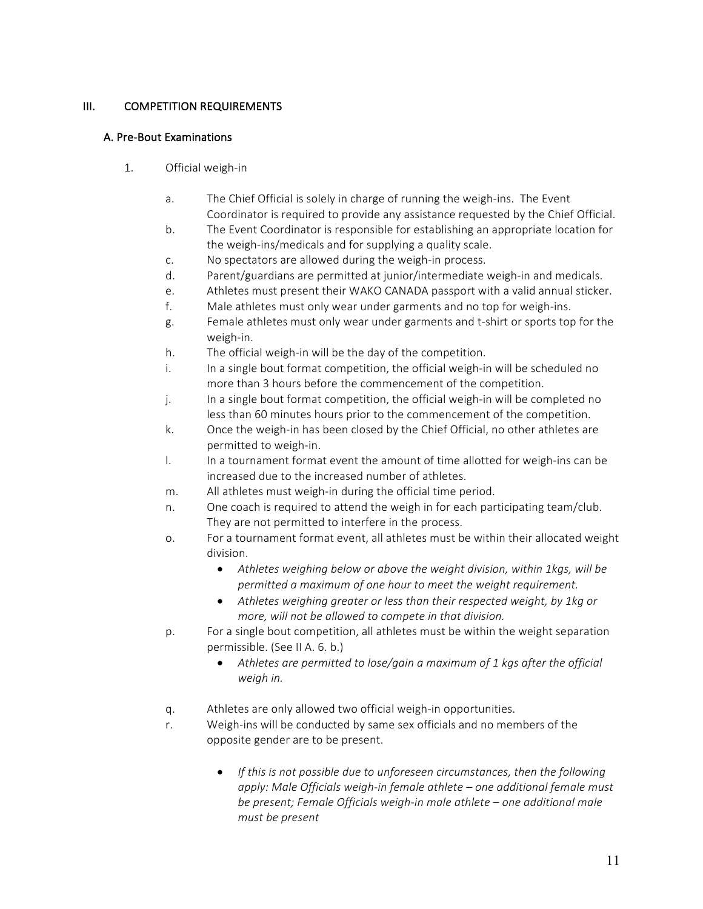## III. COMPETITION REQUIREMENTS

### A. Pre-Bout Examinations

1. Official weigh-in

   a. The Chief Official is solely in charge of running the weigh-ins. The Event Coordinator is required to provide any assistance requested by the Chief Official.

   b. The Event Coordinator is responsible for establishing an appropriate location for the weigh-ins/medicals and for supplying a quality scale.

   c. No spectators are allowed during the weigh-in process.

   d. Parent/guardians are permitted at junior/intermediate weigh-in and medicals.

   e. Athletes must present their WAKO CANADA passport with a valid annual sticker.

   f. Male athletes must only wear under garments and no top for weigh-ins.

   g. Female athletes must only wear under garments and t-shirt or sports top for the weigh-in.

   h. The official weigh-in will be the day of the competition.

   i. In a single bout format competition, the official weigh-in will be scheduled no more than 3 hours before the commencement of the competition.

   j. In a single bout format competition, the official weigh-in will be completed no less than 60 minutes hours prior to the commencement of the competition.

   k. Once the weigh-in has been closed by the Chief Official, no other athletes are permitted to weigh-in.

   l. In a tournament format event the amount of time allotted for weigh-ins can be increased due to the increased number of athletes.

   m. All athletes must weigh-in during the official time period.

   n. One coach is required to attend the weigh in for each participating team/club. They are not permitted to interfere in the process.

   o. For a tournament format event, all athletes must be within their allocated weight division.

      - *Athletes weighing below or above the weight division, within 1kgs, will be permitted a maximum of one hour to meet the weight requirement.*
      - *Athletes weighing greater or less than their respected weight, by 1kg or more, will not be allowed to compete in that division.*

   p. For a single bout competition, all athletes must be within the weight separation permissible. (See II A. 6. b.)

      - *Athletes are permitted to lose/gain a maximum of 1 kgs after the official weigh in.*

   q. Athletes are only allowed two official weigh-in opportunities.

   r. Weigh-ins will be conducted by same sex officials and no members of the opposite gender are to be present.

      - *If this is not possible due to unforeseen circumstances, then the following apply: Male Officials weigh-in female athlete – one additional female must be present; Female Officials weigh-in male athlete – one additional male must be present*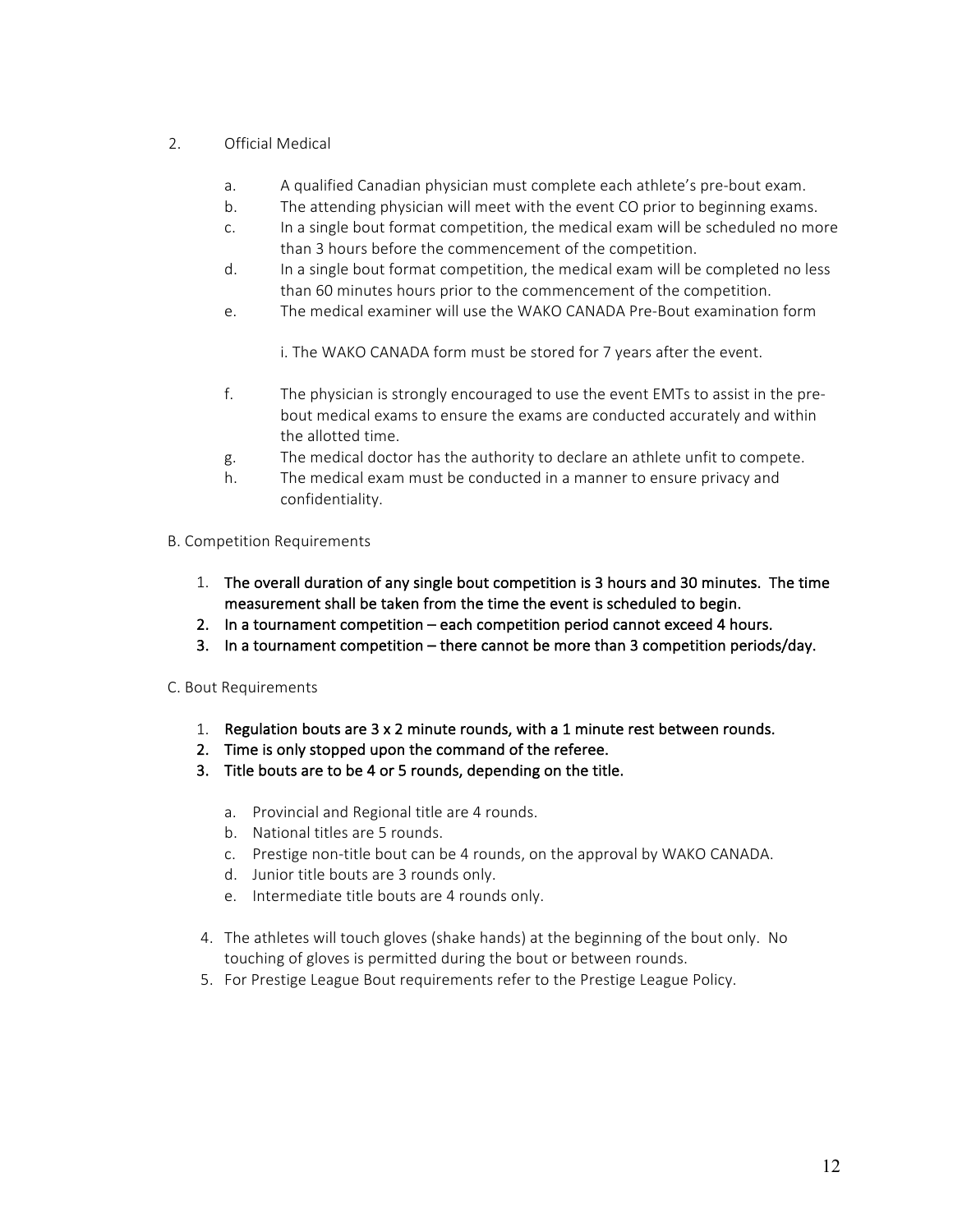2. Official Medical

   a. A qualified Canadian physician must complete each athlete's pre-bout exam.
   b. The attending physician will meet with the event CO prior to beginning exams.
   c. In a single bout format competition, the medical exam will be scheduled no more than 3 hours before the commencement of the competition.
   d. In a single bout format competition, the medical exam will be completed no less than 60 minutes hours prior to the commencement of the competition.
   e. The medical examiner will use the WAKO CANADA Pre-Bout examination form

      i. The WAKO CANADA form must be stored for 7 years after the event.

   f. The physician is strongly encouraged to use the event EMTs to assist in the pre-bout medical exams to ensure the exams are conducted accurately and within the allotted time.
   g. The medical doctor has the authority to declare an athlete unfit to compete.
   h. The medical exam must be conducted in a manner to ensure privacy and confidentiality.

B. Competition Requirements

1. **The overall duration of any single bout competition is 3 hours and 30 minutes. The time measurement shall be taken from the time the event is scheduled to begin.**
2. **In a tournament competition – each competition period cannot exceed 4 hours.**
3. **In a tournament competition – there cannot be more than 3 competition periods/day.**

C. Bout Requirements

1. **Regulation bouts are 3 x 2 minute rounds, with a 1 minute rest between rounds.**
2. **Time is only stopped upon the command of the referee.**
3. **Title bouts are to be 4 or 5 rounds, depending on the title.**

   a. Provincial and Regional title are 4 rounds.
   b. National titles are 5 rounds.
   c. Prestige non-title bout can be 4 rounds, on the approval by WAKO CANADA.
   d. Junior title bouts are 3 rounds only.
   e. Intermediate title bouts are 4 rounds only.

4. The athletes will touch gloves (shake hands) at the beginning of the bout only. No touching of gloves is permitted during the bout or between rounds.
5. For Prestige League Bout requirements refer to the Prestige League Policy.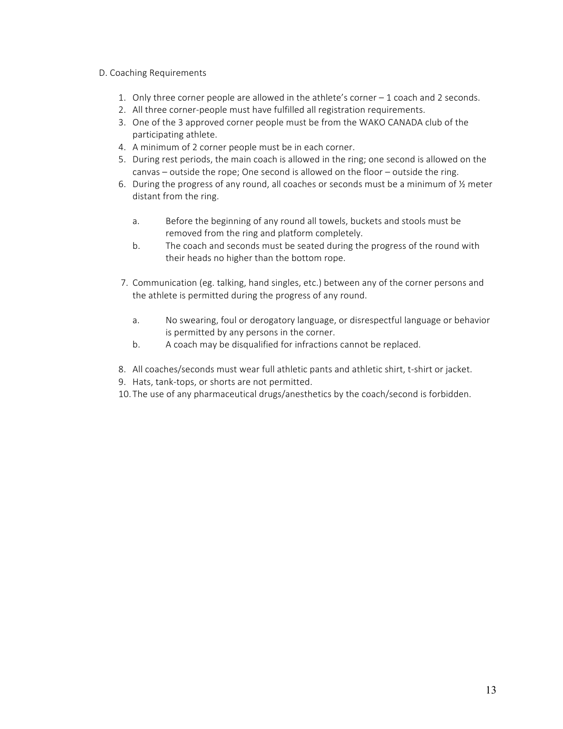D. Coaching Requirements

1. Only three corner people are allowed in the athlete's corner – 1 coach and 2 seconds.
2. All three corner-people must have fulfilled all registration requirements.
3. One of the 3 approved corner people must be from the WAKO CANADA club of the participating athlete.
4. A minimum of 2 corner people must be in each corner.
5. During rest periods, the main coach is allowed in the ring; one second is allowed on the canvas – outside the rope; One second is allowed on the floor – outside the ring.
6. During the progress of any round, all coaches or seconds must be a minimum of ½ meter distant from the ring.

   a. Before the beginning of any round all towels, buckets and stools must be removed from the ring and platform completely.

   b. The coach and seconds must be seated during the progress of the round with their heads no higher than the bottom rope.

7. Communication (eg. talking, hand singles, etc.) between any of the corner persons and the athlete is permitted during the progress of any round.

   a. No swearing, foul or derogatory language, or disrespectful language or behavior is permitted by any persons in the corner.

   b. A coach may be disqualified for infractions cannot be replaced.

8. All coaches/seconds must wear full athletic pants and athletic shirt, t-shirt or jacket.
9. Hats, tank-tops, or shorts are not permitted.
10. The use of any pharmaceutical drugs/anesthetics by the coach/second is forbidden.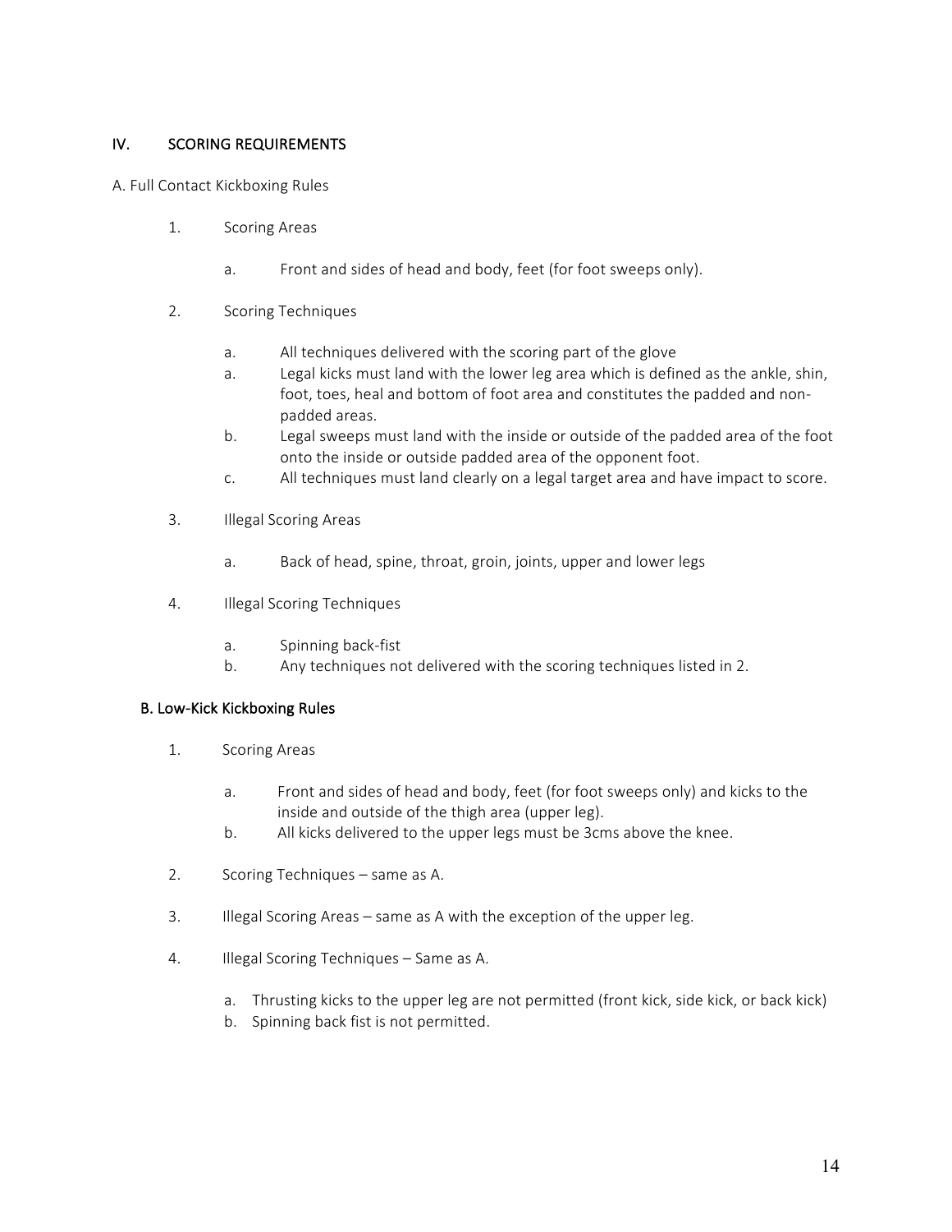## IV. SCORING REQUIREMENTS

A. Full Contact Kickboxing Rules

1. Scoring Areas

    a. Front and sides of head and body, feet (for foot sweeps only).

2. Scoring Techniques

    a. All techniques delivered with the scoring part of the glove

    a. Legal kicks must land with the lower leg area which is defined as the ankle, shin, foot, toes, heal and bottom of foot area and constitutes the padded and non-padded areas.

    b. Legal sweeps must land with the inside or outside of the padded area of the foot onto the inside or outside padded area of the opponent foot.

    c. All techniques must land clearly on a legal target area and have impact to score.

3. Illegal Scoring Areas

    a. Back of head, spine, throat, groin, joints, upper and lower legs

4. Illegal Scoring Techniques

    a. Spinning back-fist

    b. Any techniques not delivered with the scoring techniques listed in 2.

### B. Low-Kick Kickboxing Rules

1. Scoring Areas

    a. Front and sides of head and body, feet (for foot sweeps only) and kicks to the inside and outside of the thigh area (upper leg).

    b. All kicks delivered to the upper legs must be 3cms above the knee.

2. Scoring Techniques – same as A.

3. Illegal Scoring Areas – same as A with the exception of the upper leg.

4. Illegal Scoring Techniques – Same as A.

    a. Thrusting kicks to the upper leg are not permitted (front kick, side kick, or back kick)

    b. Spinning back fist is not permitted.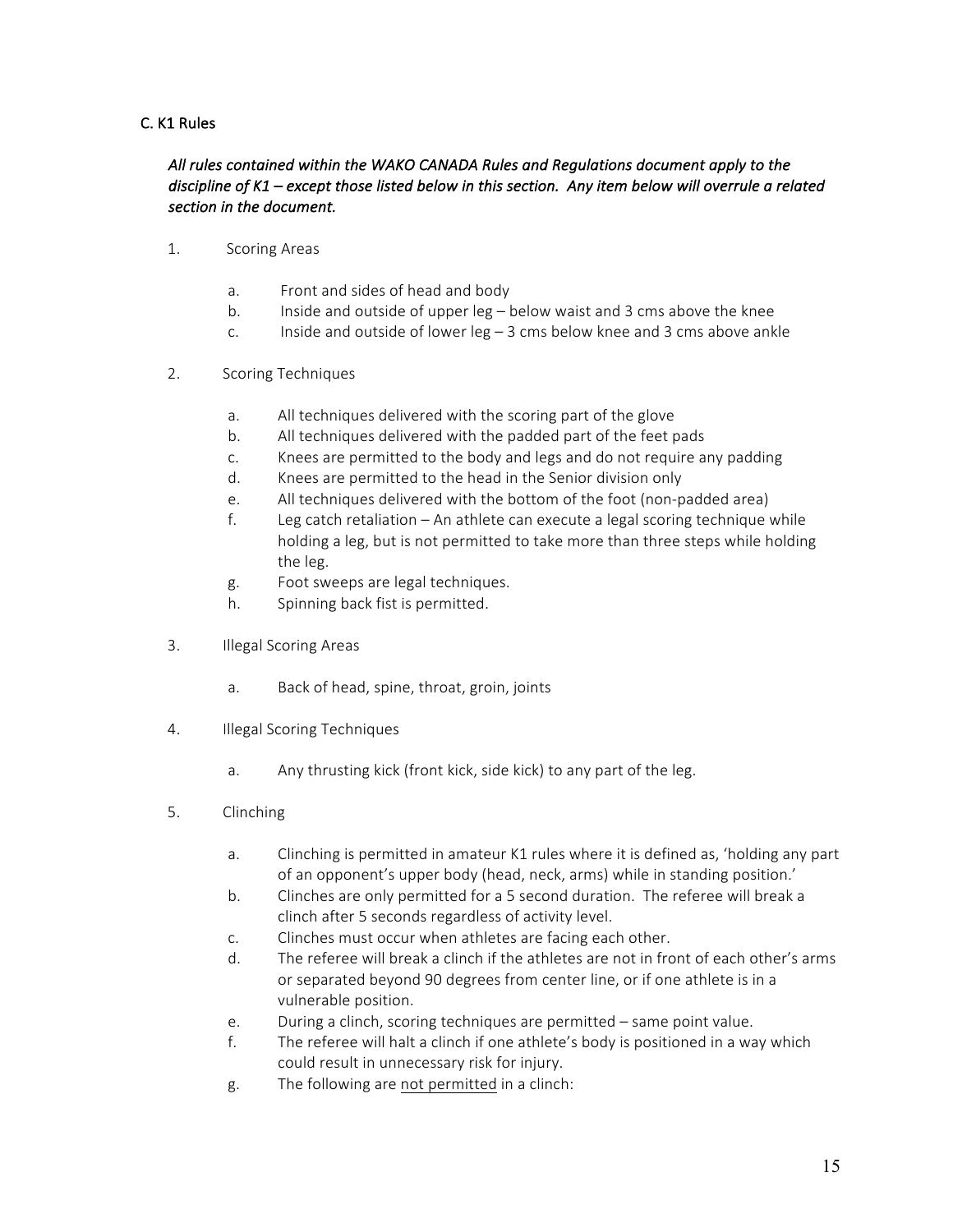## C. K1 Rules

*All rules contained within the WAKO CANADA Rules and Regulations document apply to the discipline of K1 – except those listed below in this section. Any item below will overrule a related section in the document.*

1. Scoring Areas

   a. Front and sides of head and body
   b. Inside and outside of upper leg – below waist and 3 cms above the knee
   c. Inside and outside of lower leg – 3 cms below knee and 3 cms above ankle

2. Scoring Techniques

   a. All techniques delivered with the scoring part of the glove
   b. All techniques delivered with the padded part of the feet pads
   c. Knees are permitted to the body and legs and do not require any padding
   d. Knees are permitted to the head in the Senior division only
   e. All techniques delivered with the bottom of the foot (non-padded area)
   f. Leg catch retaliation – An athlete can execute a legal scoring technique while holding a leg, but is not permitted to take more than three steps while holding the leg.
   g. Foot sweeps are legal techniques.
   h. Spinning back fist is permitted.

3. Illegal Scoring Areas

   a. Back of head, spine, throat, groin, joints

4. Illegal Scoring Techniques

   a. Any thrusting kick (front kick, side kick) to any part of the leg.

5. Clinching

   a. Clinching is permitted in amateur K1 rules where it is defined as, 'holding any part of an opponent's upper body (head, neck, arms) while in standing position.'
   b. Clinches are only permitted for a 5 second duration. The referee will break a clinch after 5 seconds regardless of activity level.
   c. Clinches must occur when athletes are facing each other.
   d. The referee will break a clinch if the athletes are not in front of each other's arms or separated beyond 90 degrees from center line, or if one athlete is in a vulnerable position.
   e. During a clinch, scoring techniques are permitted – same point value.
   f. The referee will halt a clinch if one athlete's body is positioned in a way which could result in unnecessary risk for injury.
   g. The following are <u>not permitted</u> in a clinch: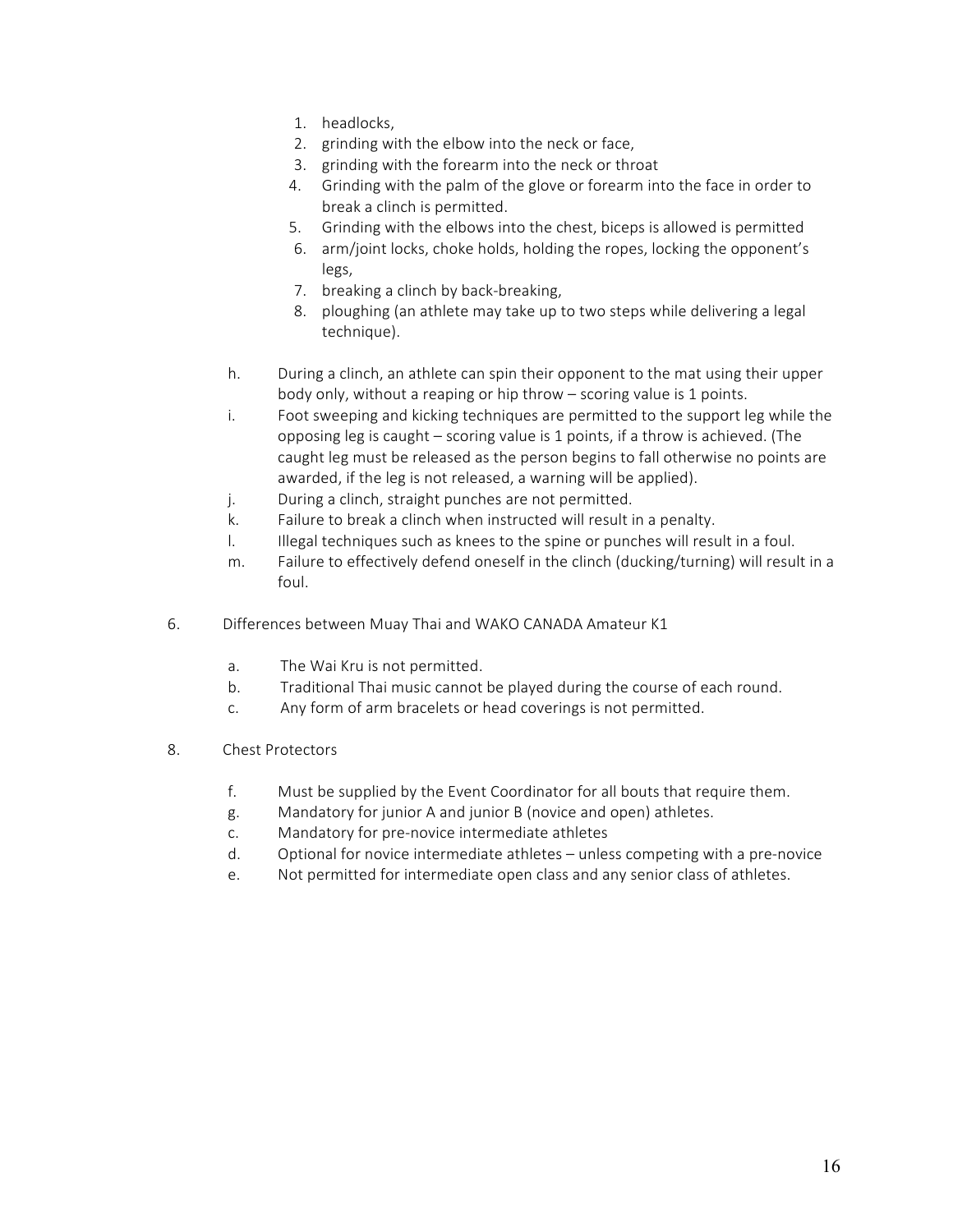1. headlocks,
2. grinding with the elbow into the neck or face,
3. grinding with the forearm into the neck or throat
4. Grinding with the palm of the glove or forearm into the face in order to break a clinch is permitted.
5. Grinding with the elbows into the chest, biceps is allowed is permitted
6. arm/joint locks, choke holds, holding the ropes, locking the opponent's legs,
7. breaking a clinch by back-breaking,
8. ploughing (an athlete may take up to two steps while delivering a legal technique).

h. During a clinch, an athlete can spin their opponent to the mat using their upper body only, without a reaping or hip throw – scoring value is 1 points.

i. Foot sweeping and kicking techniques are permitted to the support leg while the opposing leg is caught – scoring value is 1 points, if a throw is achieved. (The caught leg must be released as the person begins to fall otherwise no points are awarded, if the leg is not released, a warning will be applied).

j. During a clinch, straight punches are not permitted.

k. Failure to break a clinch when instructed will result in a penalty.

l. Illegal techniques such as knees to the spine or punches will result in a foul.

m. Failure to effectively defend oneself in the clinch (ducking/turning) will result in a foul.

6. Differences between Muay Thai and WAKO CANADA Amateur K1

a. The Wai Kru is not permitted.

b. Traditional Thai music cannot be played during the course of each round.

c. Any form of arm bracelets or head coverings is not permitted.

8. Chest Protectors

f. Must be supplied by the Event Coordinator for all bouts that require them.

g. Mandatory for junior A and junior B (novice and open) athletes.

c. Mandatory for pre-novice intermediate athletes

d. Optional for novice intermediate athletes – unless competing with a pre-novice

e. Not permitted for intermediate open class and any senior class of athletes.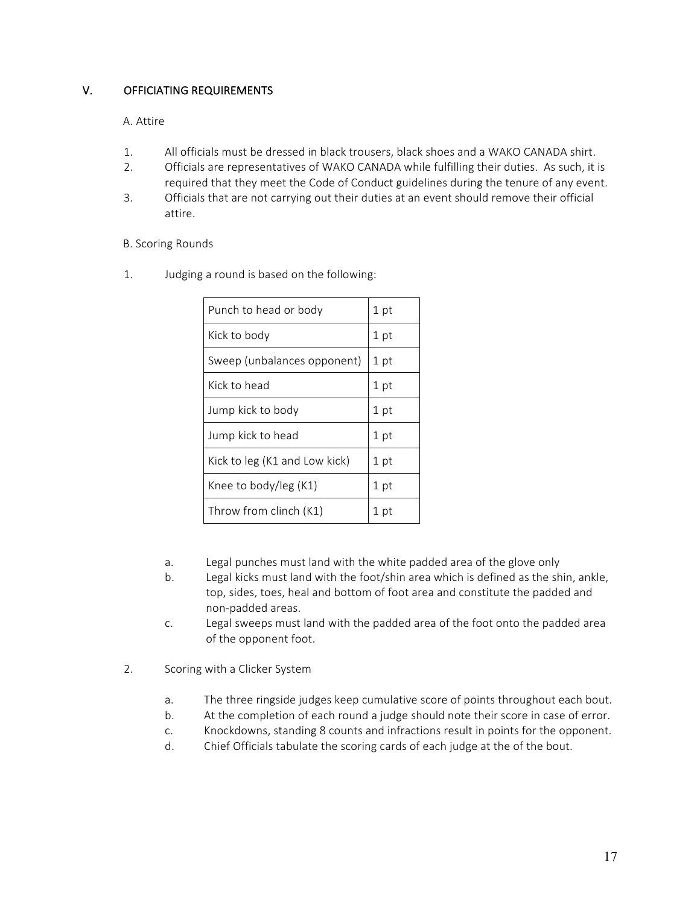## V. OFFICIATING REQUIREMENTS

### A. Attire

1. All officials must be dressed in black trousers, black shoes and a WAKO CANADA shirt.
2. Officials are representatives of WAKO CANADA while fulfilling their duties. As such, it is required that they meet the Code of Conduct guidelines during the tenure of any event.
3. Officials that are not carrying out their duties at an event should remove their official attire.

### B. Scoring Rounds

1. Judging a round is based on the following:

| | |
|---|---|
| Punch to head or body | 1 pt |
| Kick to body | 1 pt |
| Sweep (unbalances opponent) | 1 pt |
| Kick to head | 1 pt |
| Jump kick to body | 1 pt |
| Jump kick to head | 1 pt |
| Kick to leg (K1 and Low kick) | 1 pt |
| Knee to body/leg (K1) | 1 pt |
| Throw from clinch (K1) | 1 pt |

   a. Legal punches must land with the white padded area of the glove only
   b. Legal kicks must land with the foot/shin area which is defined as the shin, ankle, top, sides, toes, heal and bottom of foot area and constitute the padded and non-padded areas.
   c. Legal sweeps must land with the padded area of the foot onto the padded area of the opponent foot.

2. Scoring with a Clicker System

   a. The three ringside judges keep cumulative score of points throughout each bout.
   b. At the completion of each round a judge should note their score in case of error.
   c. Knockdowns, standing 8 counts and infractions result in points for the opponent.
   d. Chief Officials tabulate the scoring cards of each judge at the of the bout.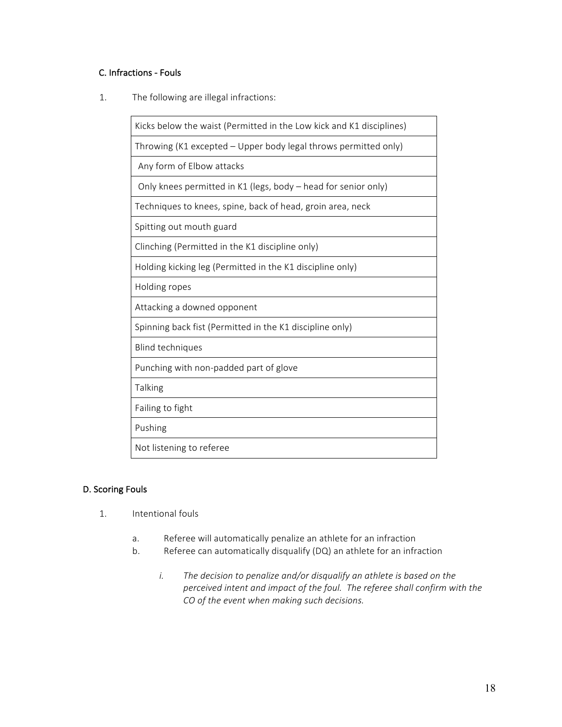### C. Infractions - Fouls

1. The following are illegal infractions:

| |
|---|
| Kicks below the waist (Permitted in the Low kick and K1 disciplines) |
| Throwing (K1 excepted – Upper body legal throws permitted only) |
| Any form of Elbow attacks |
| Only knees permitted in K1 (legs, body – head for senior only) |
| Techniques to knees, spine, back of head, groin area, neck |
| Spitting out mouth guard |
| Clinching (Permitted in the K1 discipline only) |
| Holding kicking leg (Permitted in the K1 discipline only) |
| Holding ropes |
| Attacking a downed opponent |
| Spinning back fist (Permitted in the K1 discipline only) |
| Blind techniques |
| Punching with non-padded part of glove |
| Talking |
| Failing to fight |
| Pushing |
| Not listening to referee |

### D. Scoring Fouls

1. Intentional fouls

   a. Referee will automatically penalize an athlete for an infraction

   b. Referee can automatically disqualify (DQ) an athlete for an infraction

      *i. The decision to penalize and/or disqualify an athlete is based on the perceived intent and impact of the foul. The referee shall confirm with the CO of the event when making such decisions.*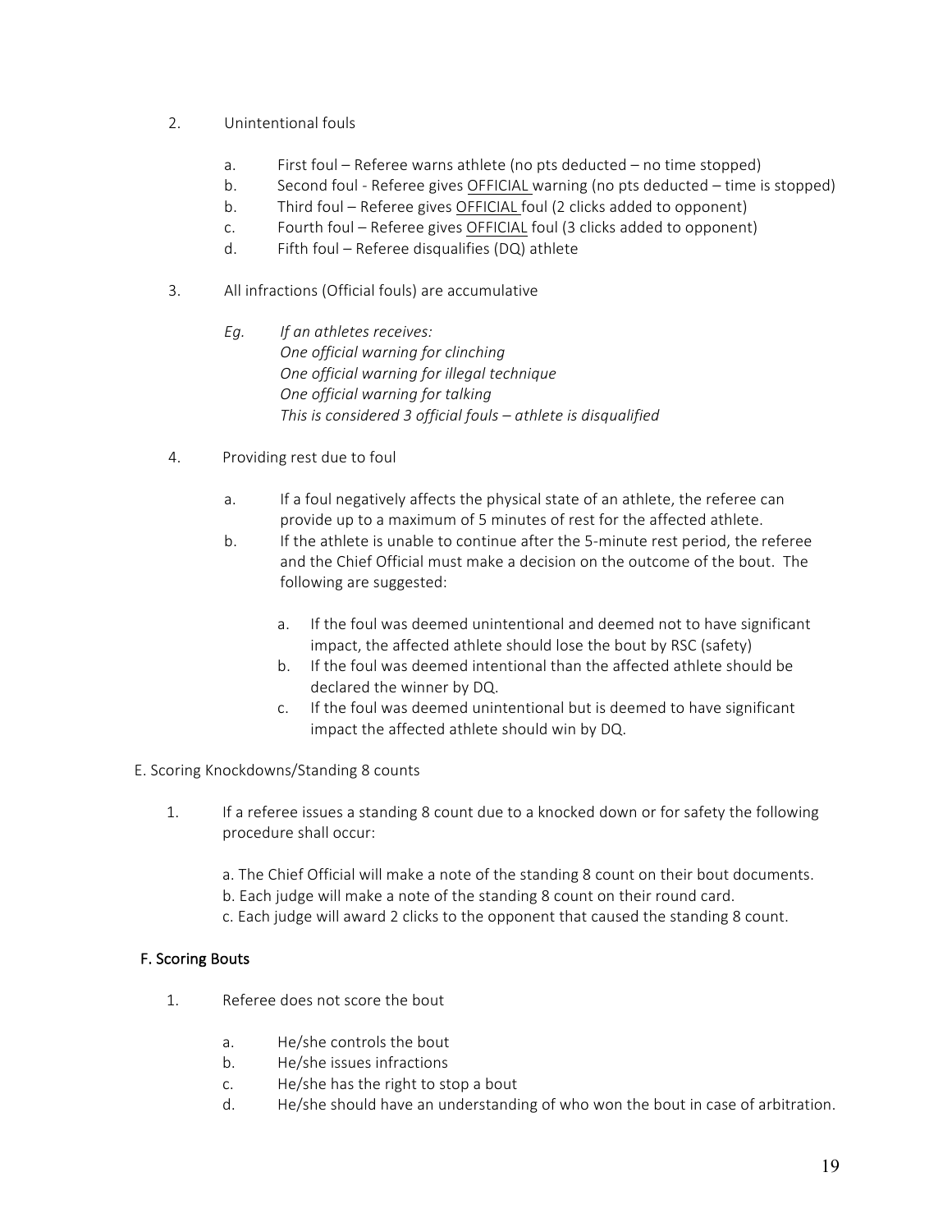2. Unintentional fouls

   a. First foul – Referee warns athlete (no pts deducted – no time stopped)
   b. Second foul - Referee gives <u>OFFICIAL</u> warning (no pts deducted – time is stopped)
   b. Third foul – Referee gives <u>OFFICIAL</u> foul (2 clicks added to opponent)
   c. Fourth foul – Referee gives <u>OFFICIAL</u> foul (3 clicks added to opponent)
   d. Fifth foul – Referee disqualifies (DQ) athlete

3. All infractions (Official fouls) are accumulative

   *Eg. If an athletes receives:*
   *One official warning for clinching*
   *One official warning for illegal technique*
   *One official warning for talking*
   *This is considered 3 official fouls – athlete is disqualified*

4. Providing rest due to foul

   a. If a foul negatively affects the physical state of an athlete, the referee can provide up to a maximum of 5 minutes of rest for the affected athlete.
   b. If the athlete is unable to continue after the 5-minute rest period, the referee and the Chief Official must make a decision on the outcome of the bout. The following are suggested:

      a. If the foul was deemed unintentional and deemed not to have significant impact, the affected athlete should lose the bout by RSC (safety)
      b. If the foul was deemed intentional than the affected athlete should be declared the winner by DQ.
      c. If the foul was deemed unintentional but is deemed to have significant impact the affected athlete should win by DQ.

E. Scoring Knockdowns/Standing 8 counts

1. If a referee issues a standing 8 count due to a knocked down or for safety the following procedure shall occur:

   a. The Chief Official will make a note of the standing 8 count on their bout documents.
   b. Each judge will make a note of the standing 8 count on their round card.
   c. Each judge will award 2 clicks to the opponent that caused the standing 8 count.

**F. Scoring Bouts**

1. Referee does not score the bout

   a. He/she controls the bout
   b. He/she issues infractions
   c. He/she has the right to stop a bout
   d. He/she should have an understanding of who won the bout in case of arbitration.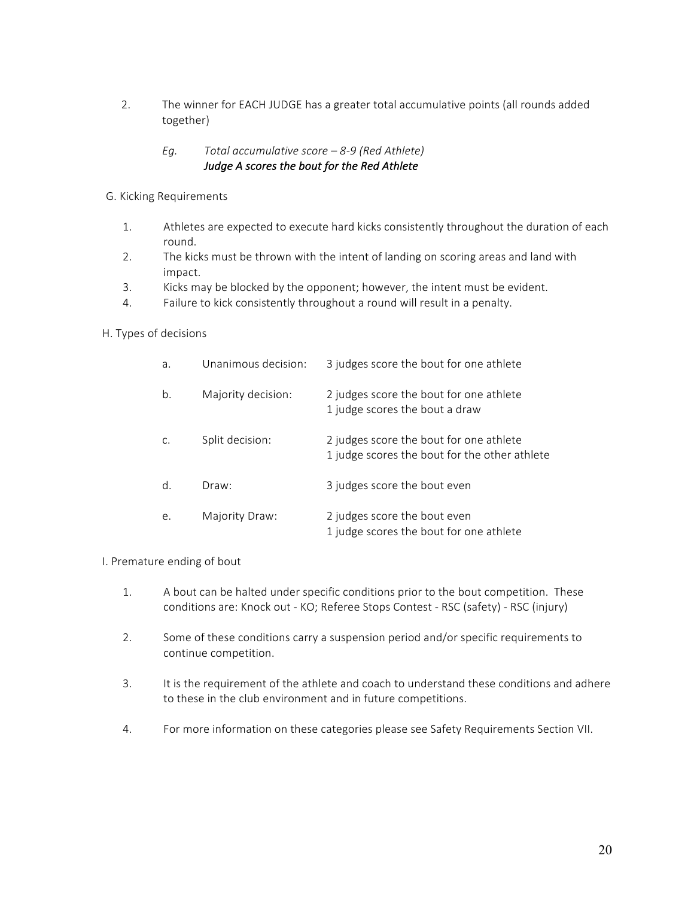2. The winner for EACH JUDGE has a greater total accumulative points (all rounds added together)

   *Eg. Total accumulative score – 8-9 (Red Athlete)*
   ***Judge A scores the bout for the Red Athlete***

G. Kicking Requirements

1. Athletes are expected to execute hard kicks consistently throughout the duration of each round.
2. The kicks must be thrown with the intent of landing on scoring areas and land with impact.
3. Kicks may be blocked by the opponent; however, the intent must be evident.
4. Failure to kick consistently throughout a round will result in a penalty.

H. Types of decisions

| | | |
|---|---|---|
| a. | Unanimous decision: | 3 judges score the bout for one athlete |
| b. | Majority decision: | 2 judges score the bout for one athlete<br>1 judge scores the bout a draw |
| c. | Split decision: | 2 judges score the bout for one athlete<br>1 judge scores the bout for the other athlete |
| d. | Draw: | 3 judges score the bout even |
| e. | Majority Draw: | 2 judges score the bout even<br>1 judge scores the bout for one athlete |

I. Premature ending of bout

1. A bout can be halted under specific conditions prior to the bout competition. These conditions are: Knock out - KO; Referee Stops Contest - RSC (safety) - RSC (injury)

2. Some of these conditions carry a suspension period and/or specific requirements to continue competition.

3. It is the requirement of the athlete and coach to understand these conditions and adhere to these in the club environment and in future competitions.

4. For more information on these categories please see Safety Requirements Section VII.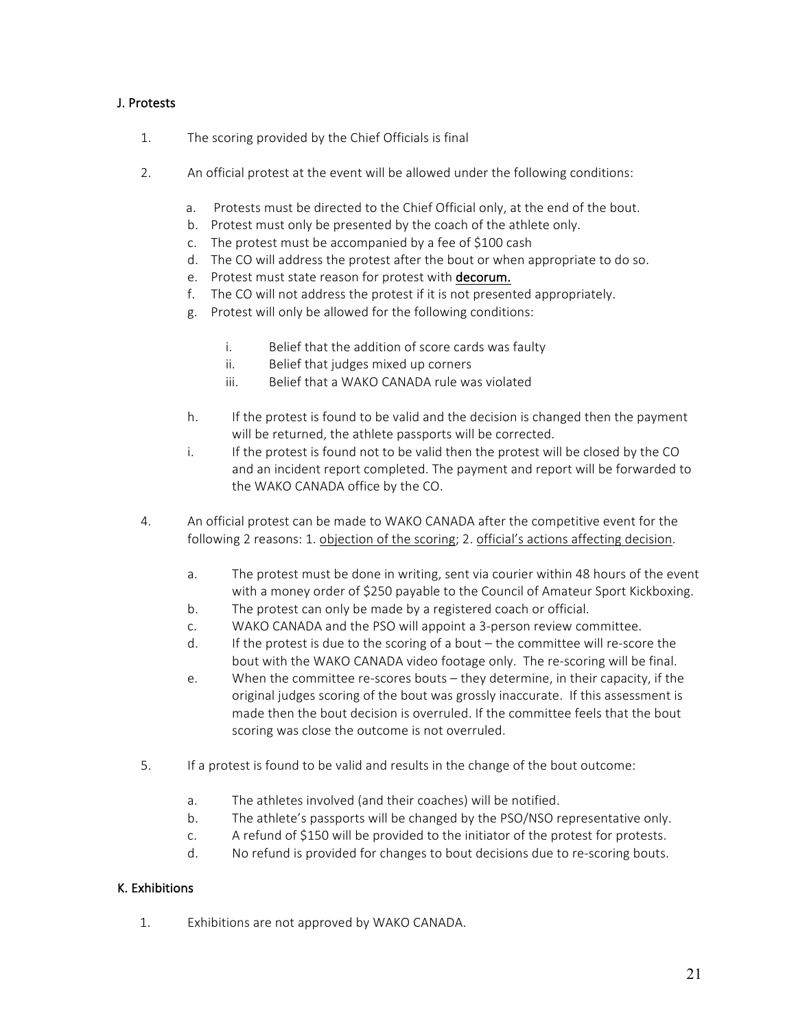## J. Protests

1. The scoring provided by the Chief Officials is final

2. An official protest at the event will be allowed under the following conditions:

    a. Protests must be directed to the Chief Official only, at the end of the bout.
    b. Protest must only be presented by the coach of the athlete only.
    c. The protest must be accompanied by a fee of $100 cash
    d. The CO will address the protest after the bout or when appropriate to do so.
    e. Protest must state reason for protest with **decorum.**
    f. The CO will not address the protest if it is not presented appropriately.
    g. Protest will only be allowed for the following conditions:

        i. Belief that the addition of score cards was faulty
        ii. Belief that judges mixed up corners
        iii. Belief that a WAKO CANADA rule was violated

    h. If the protest is found to be valid and the decision is changed then the payment will be returned, the athlete passports will be corrected.
    i. If the protest is found not to be valid then the protest will be closed by the CO and an incident report completed. The payment and report will be forwarded to the WAKO CANADA office by the CO.

4. An official protest can be made to WAKO CANADA after the competitive event for the following 2 reasons: 1. <u>objection of the scoring</u>; 2. <u>official's actions affecting decision</u>.

    a. The protest must be done in writing, sent via courier within 48 hours of the event with a money order of $250 payable to the Council of Amateur Sport Kickboxing.
    b. The protest can only be made by a registered coach or official.
    c. WAKO CANADA and the PSO will appoint a 3-person review committee.
    d. If the protest is due to the scoring of a bout – the committee will re-score the bout with the WAKO CANADA video footage only. The re-scoring will be final.
    e. When the committee re-scores bouts – they determine, in their capacity, if the original judges scoring of the bout was grossly inaccurate. If this assessment is made then the bout decision is overruled. If the committee feels that the bout scoring was close the outcome is not overruled.

5. If a protest is found to be valid and results in the change of the bout outcome:

    a. The athletes involved (and their coaches) will be notified.
    b. The athlete's passports will be changed by the PSO/NSO representative only.
    c. A refund of $150 will be provided to the initiator of the protest for protests.
    d. No refund is provided for changes to bout decisions due to re-scoring bouts.

## K. Exhibitions

1. Exhibitions are not approved by WAKO CANADA.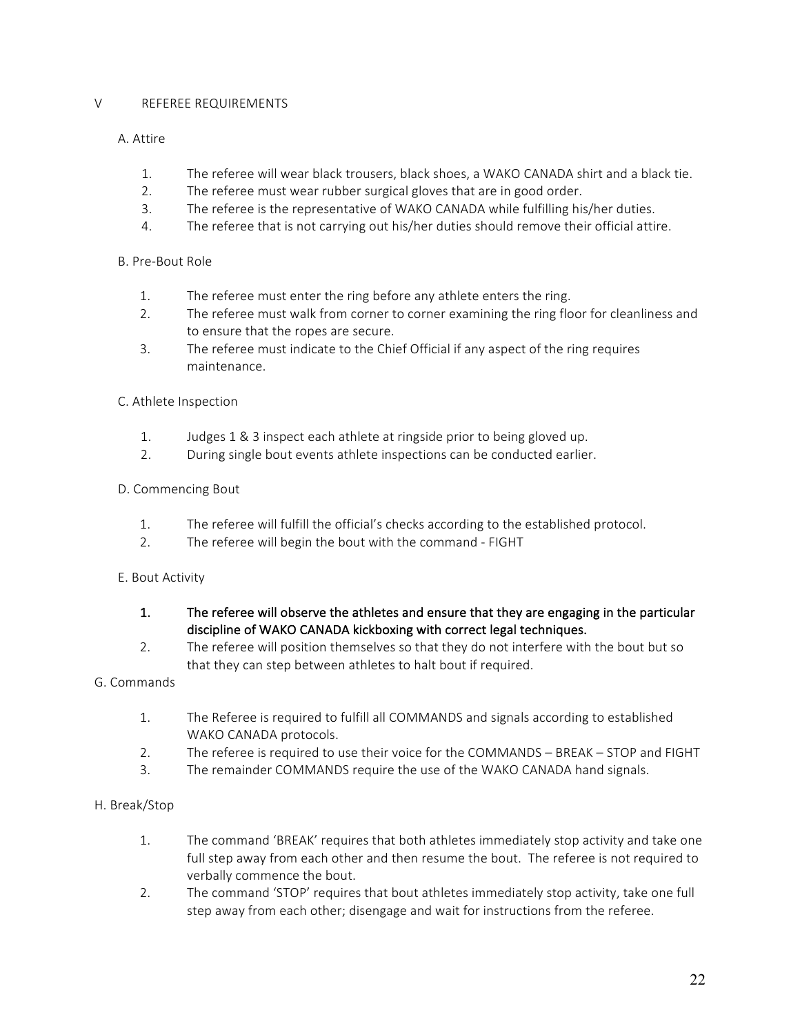## V REFEREE REQUIREMENTS

### A. Attire

1. The referee will wear black trousers, black shoes, a WAKO CANADA shirt and a black tie.
2. The referee must wear rubber surgical gloves that are in good order.
3. The referee is the representative of WAKO CANADA while fulfilling his/her duties.
4. The referee that is not carrying out his/her duties should remove their official attire.

### B. Pre-Bout Role

1. The referee must enter the ring before any athlete enters the ring.
2. The referee must walk from corner to corner examining the ring floor for cleanliness and to ensure that the ropes are secure.
3. The referee must indicate to the Chief Official if any aspect of the ring requires maintenance.

### C. Athlete Inspection

1. Judges 1 & 3 inspect each athlete at ringside prior to being gloved up.
2. During single bout events athlete inspections can be conducted earlier.

### D. Commencing Bout

1. The referee will fulfill the official's checks according to the established protocol.
2. The referee will begin the bout with the command - FIGHT

### E. Bout Activity

1. **The referee will observe the athletes and ensure that they are engaging in the particular discipline of WAKO CANADA kickboxing with correct legal techniques.**
2. The referee will position themselves so that they do not interfere with the bout but so that they can step between athletes to halt bout if required.

### G. Commands

1. The Referee is required to fulfill all COMMANDS and signals according to established WAKO CANADA protocols.
2. The referee is required to use their voice for the COMMANDS – BREAK – STOP and FIGHT
3. The remainder COMMANDS require the use of the WAKO CANADA hand signals.

### H. Break/Stop

1. The command 'BREAK' requires that both athletes immediately stop activity and take one full step away from each other and then resume the bout. The referee is not required to verbally commence the bout.
2. The command 'STOP' requires that bout athletes immediately stop activity, take one full step away from each other; disengage and wait for instructions from the referee.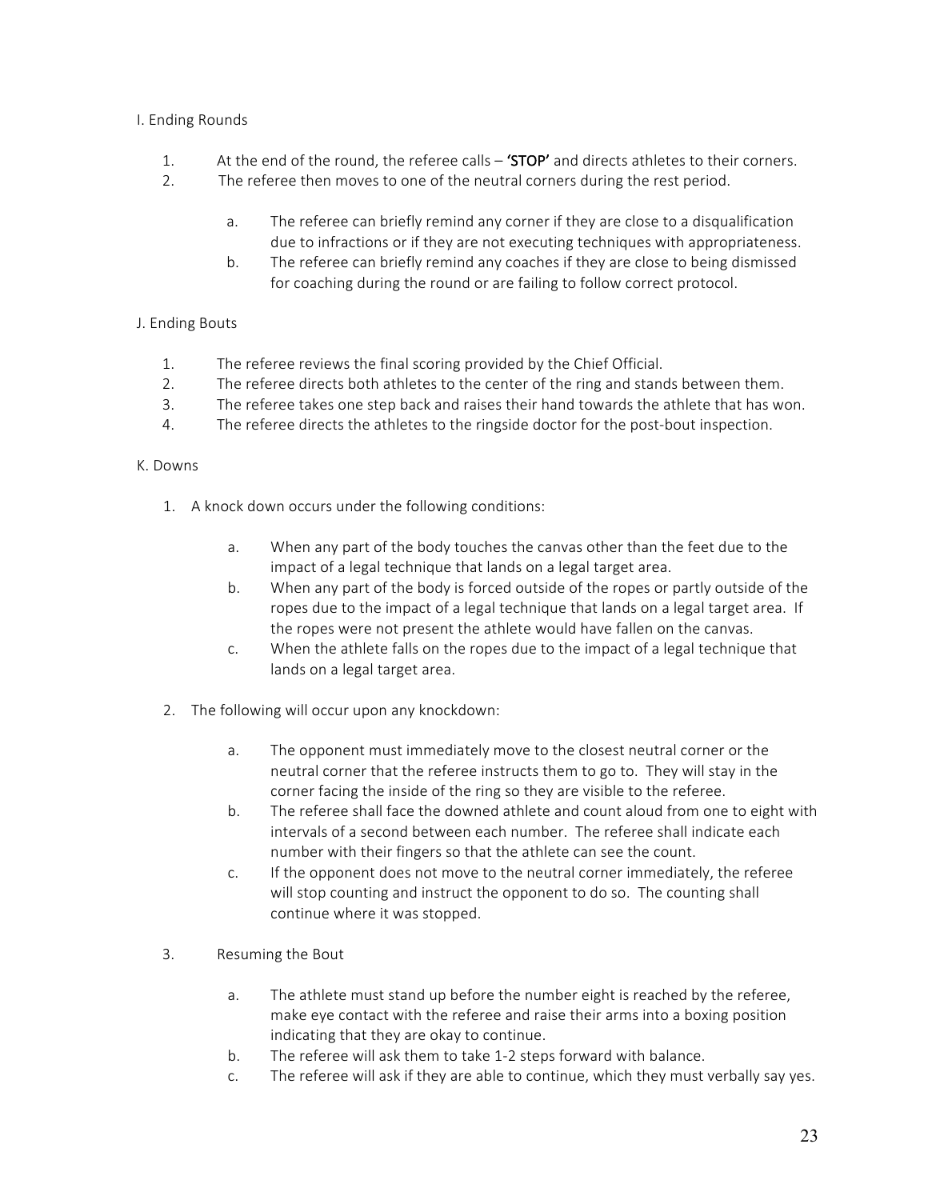I. Ending Rounds

1. At the end of the round, the referee calls – **'STOP'** and directs athletes to their corners.
2. The referee then moves to one of the neutral corners during the rest period.
   a. The referee can briefly remind any corner if they are close to a disqualification due to infractions or if they are not executing techniques with appropriateness.
   b. The referee can briefly remind any coaches if they are close to being dismissed for coaching during the round or are failing to follow correct protocol.

J. Ending Bouts

1. The referee reviews the final scoring provided by the Chief Official.
2. The referee directs both athletes to the center of the ring and stands between them.
3. The referee takes one step back and raises their hand towards the athlete that has won.
4. The referee directs the athletes to the ringside doctor for the post-bout inspection.

K. Downs

1. A knock down occurs under the following conditions:
   a. When any part of the body touches the canvas other than the feet due to the impact of a legal technique that lands on a legal target area.
   b. When any part of the body is forced outside of the ropes or partly outside of the ropes due to the impact of a legal technique that lands on a legal target area. If the ropes were not present the athlete would have fallen on the canvas.
   c. When the athlete falls on the ropes due to the impact of a legal technique that lands on a legal target area.
2. The following will occur upon any knockdown:
   a. The opponent must immediately move to the closest neutral corner or the neutral corner that the referee instructs them to go to. They will stay in the corner facing the inside of the ring so they are visible to the referee.
   b. The referee shall face the downed athlete and count aloud from one to eight with intervals of a second between each number. The referee shall indicate each number with their fingers so that the athlete can see the count.
   c. If the opponent does not move to the neutral corner immediately, the referee will stop counting and instruct the opponent to do so. The counting shall continue where it was stopped.
3. Resuming the Bout
   a. The athlete must stand up before the number eight is reached by the referee, make eye contact with the referee and raise their arms into a boxing position indicating that they are okay to continue.
   b. The referee will ask them to take 1-2 steps forward with balance.
   c. The referee will ask if they are able to continue, which they must verbally say yes.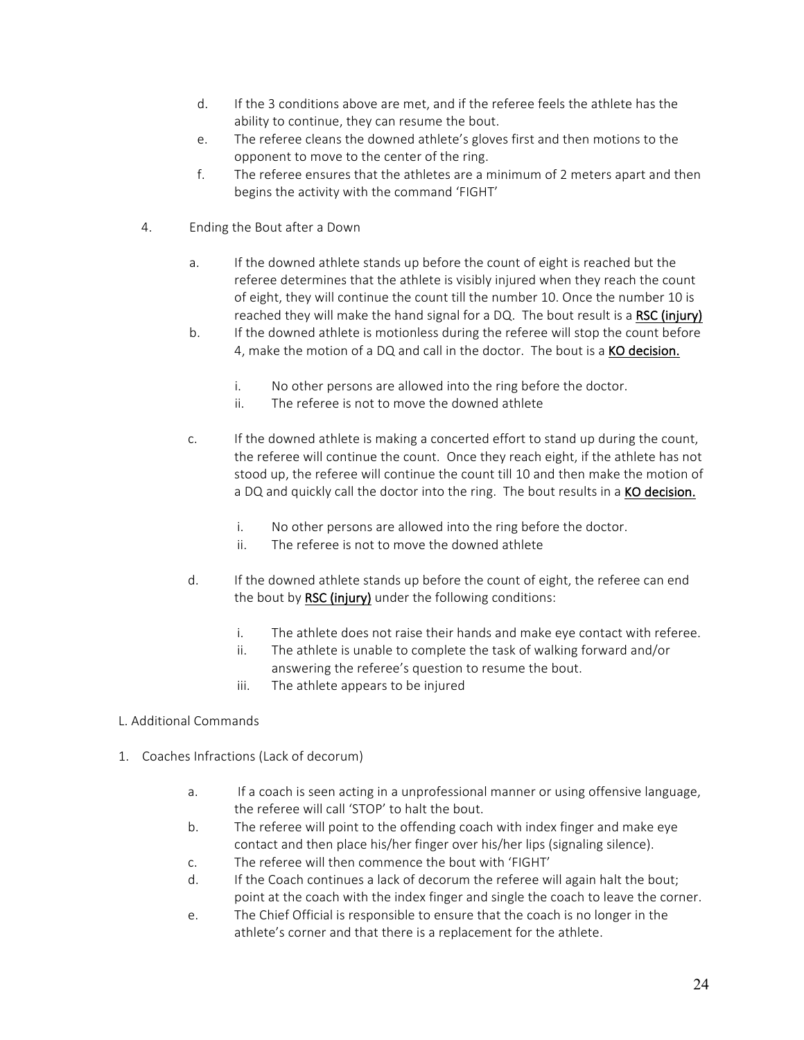d. If the 3 conditions above are met, and if the referee feels the athlete has the ability to continue, they can resume the bout.

e. The referee cleans the downed athlete's gloves first and then motions to the opponent to move to the center of the ring.

f. The referee ensures that the athletes are a minimum of 2 meters apart and then begins the activity with the command 'FIGHT'

4. Ending the Bout after a Down

   a. If the downed athlete stands up before the count of eight is reached but the referee determines that the athlete is visibly injured when they reach the count of eight, they will continue the count till the number 10. Once the number 10 is reached they will make the hand signal for a DQ. The bout result is a **RSC (injury)**

   b. If the downed athlete is motionless during the referee will stop the count before 4, make the motion of a DQ and call in the doctor. The bout is a **KO decision.**

      i. No other persons are allowed into the ring before the doctor.
      ii. The referee is not to move the downed athlete

   c. If the downed athlete is making a concerted effort to stand up during the count, the referee will continue the count. Once they reach eight, if the athlete has not stood up, the referee will continue the count till 10 and then make the motion of a DQ and quickly call the doctor into the ring. The bout results in a **KO decision.**

      i. No other persons are allowed into the ring before the doctor.
      ii. The referee is not to move the downed athlete

   d. If the downed athlete stands up before the count of eight, the referee can end the bout by **RSC (injury)** under the following conditions:

      i. The athlete does not raise their hands and make eye contact with referee.
      ii. The athlete is unable to complete the task of walking forward and/or answering the referee's question to resume the bout.
      iii. The athlete appears to be injured

L. Additional Commands

1. Coaches Infractions (Lack of decorum)

   a. If a coach is seen acting in a unprofessional manner or using offensive language, the referee will call 'STOP' to halt the bout.
   b. The referee will point to the offending coach with index finger and make eye contact and then place his/her finger over his/her lips (signaling silence).
   c. The referee will then commence the bout with 'FIGHT'
   d. If the Coach continues a lack of decorum the referee will again halt the bout; point at the coach with the index finger and single the coach to leave the corner.
   e. The Chief Official is responsible to ensure that the coach is no longer in the athlete's corner and that there is a replacement for the athlete.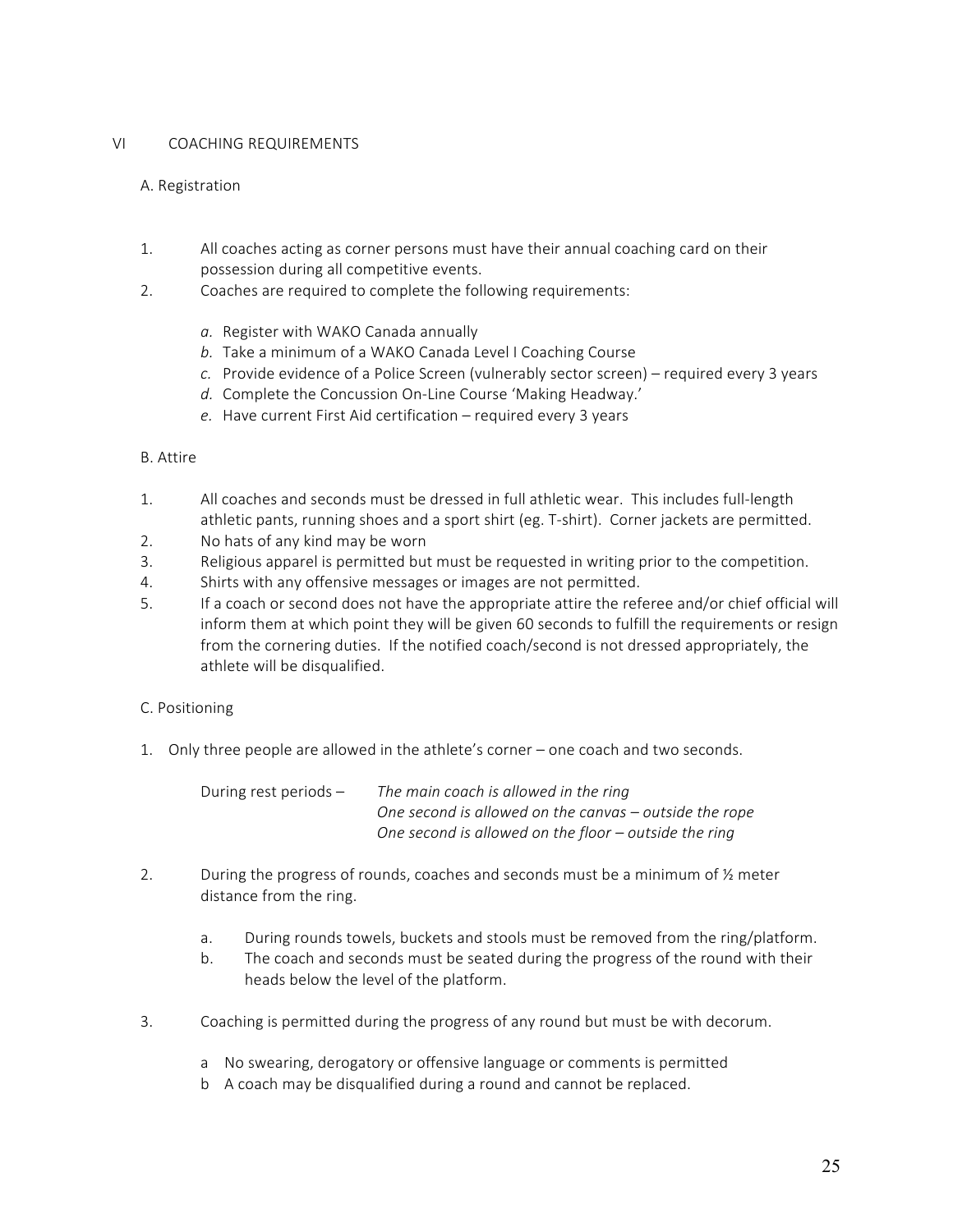## VI COACHING REQUIREMENTS

### A. Registration

1. All coaches acting as corner persons must have their annual coaching card on their possession during all competitive events.
2. Coaches are required to complete the following requirements:

   *a.* Register with WAKO Canada annually
   *b.* Take a minimum of a WAKO Canada Level I Coaching Course
   *c.* Provide evidence of a Police Screen (vulnerably sector screen) – required every 3 years
   *d.* Complete the Concussion On-Line Course 'Making Headway.'
   *e.* Have current First Aid certification – required every 3 years

### B. Attire

1. All coaches and seconds must be dressed in full athletic wear. This includes full-length athletic pants, running shoes and a sport shirt (eg. T-shirt). Corner jackets are permitted.
2. No hats of any kind may be worn
3. Religious apparel is permitted but must be requested in writing prior to the competition.
4. Shirts with any offensive messages or images are not permitted.
5. If a coach or second does not have the appropriate attire the referee and/or chief official will inform them at which point they will be given 60 seconds to fulfill the requirements or resign from the cornering duties. If the notified coach/second is not dressed appropriately, the athlete will be disqualified.

### C. Positioning

1. Only three people are allowed in the athlete's corner – one coach and two seconds.

   During rest periods – *The main coach is allowed in the ring*
   *One second is allowed on the canvas – outside the rope*
   *One second is allowed on the floor – outside the ring*

2. During the progress of rounds, coaches and seconds must be a minimum of ½ meter distance from the ring.

   a. During rounds towels, buckets and stools must be removed from the ring/platform.
   b. The coach and seconds must be seated during the progress of the round with their heads below the level of the platform.

3. Coaching is permitted during the progress of any round but must be with decorum.

   a No swearing, derogatory or offensive language or comments is permitted
   b A coach may be disqualified during a round and cannot be replaced.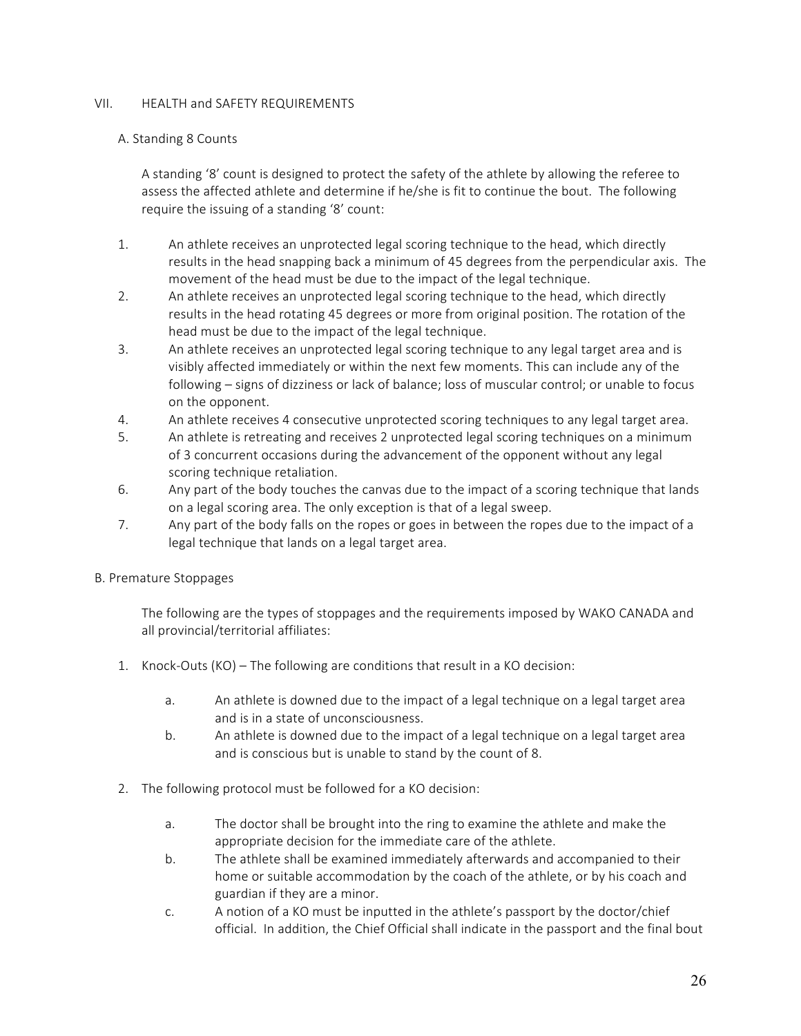## VII. HEALTH and SAFETY REQUIREMENTS

### A. Standing 8 Counts

A standing '8' count is designed to protect the safety of the athlete by allowing the referee to assess the affected athlete and determine if he/she is fit to continue the bout. The following require the issuing of a standing '8' count:

1. An athlete receives an unprotected legal scoring technique to the head, which directly results in the head snapping back a minimum of 45 degrees from the perpendicular axis. The movement of the head must be due to the impact of the legal technique.
2. An athlete receives an unprotected legal scoring technique to the head, which directly results in the head rotating 45 degrees or more from original position. The rotation of the head must be due to the impact of the legal technique.
3. An athlete receives an unprotected legal scoring technique to any legal target area and is visibly affected immediately or within the next few moments. This can include any of the following – signs of dizziness or lack of balance; loss of muscular control; or unable to focus on the opponent.
4. An athlete receives 4 consecutive unprotected scoring techniques to any legal target area.
5. An athlete is retreating and receives 2 unprotected legal scoring techniques on a minimum of 3 concurrent occasions during the advancement of the opponent without any legal scoring technique retaliation.
6. Any part of the body touches the canvas due to the impact of a scoring technique that lands on a legal scoring area. The only exception is that of a legal sweep.
7. Any part of the body falls on the ropes or goes in between the ropes due to the impact of a legal technique that lands on a legal target area.

### B. Premature Stoppages

The following are the types of stoppages and the requirements imposed by WAKO CANADA and all provincial/territorial affiliates:

1. Knock-Outs (KO) – The following are conditions that result in a KO decision:
   - a. An athlete is downed due to the impact of a legal technique on a legal target area and is in a state of unconsciousness.
   - b. An athlete is downed due to the impact of a legal technique on a legal target area and is conscious but is unable to stand by the count of 8.
2. The following protocol must be followed for a KO decision:
   - a. The doctor shall be brought into the ring to examine the athlete and make the appropriate decision for the immediate care of the athlete.
   - b. The athlete shall be examined immediately afterwards and accompanied to their home or suitable accommodation by the coach of the athlete, or by his coach and guardian if they are a minor.
   - c. A notion of a KO must be inputted in the athlete's passport by the doctor/chief official. In addition, the Chief Official shall indicate in the passport and the final bout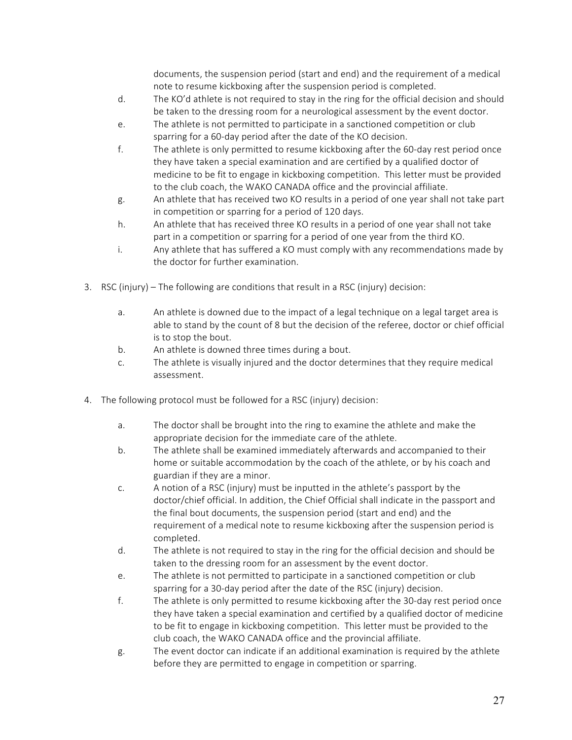documents, the suspension period (start and end) and the requirement of a medical note to resume kickboxing after the suspension period is completed.

   d. The KO'd athlete is not required to stay in the ring for the official decision and should be taken to the dressing room for a neurological assessment by the event doctor.
   e. The athlete is not permitted to participate in a sanctioned competition or club sparring for a 60-day period after the date of the KO decision.
   f. The athlete is only permitted to resume kickboxing after the 60-day rest period once they have taken a special examination and are certified by a qualified doctor of medicine to be fit to engage in kickboxing competition. This letter must be provided to the club coach, the WAKO CANADA office and the provincial affiliate.
   g. An athlete that has received two KO results in a period of one year shall not take part in competition or sparring for a period of 120 days.
   h. An athlete that has received three KO results in a period of one year shall not take part in a competition or sparring for a period of one year from the third KO.
   i. Any athlete that has suffered a KO must comply with any recommendations made by the doctor for further examination.

3. RSC (injury) – The following are conditions that result in a RSC (injury) decision:

   a. An athlete is downed due to the impact of a legal technique on a legal target area is able to stand by the count of 8 but the decision of the referee, doctor or chief official is to stop the bout.
   b. An athlete is downed three times during a bout.
   c. The athlete is visually injured and the doctor determines that they require medical assessment.

4. The following protocol must be followed for a RSC (injury) decision:

   a. The doctor shall be brought into the ring to examine the athlete and make the appropriate decision for the immediate care of the athlete.
   b. The athlete shall be examined immediately afterwards and accompanied to their home or suitable accommodation by the coach of the athlete, or by his coach and guardian if they are a minor.
   c. A notion of a RSC (injury) must be inputted in the athlete's passport by the doctor/chief official. In addition, the Chief Official shall indicate in the passport and the final bout documents, the suspension period (start and end) and the requirement of a medical note to resume kickboxing after the suspension period is completed.
   d. The athlete is not required to stay in the ring for the official decision and should be taken to the dressing room for an assessment by the event doctor.
   e. The athlete is not permitted to participate in a sanctioned competition or club sparring for a 30-day period after the date of the RSC (injury) decision.
   f. The athlete is only permitted to resume kickboxing after the 30-day rest period once they have taken a special examination and certified by a qualified doctor of medicine to be fit to engage in kickboxing competition. This letter must be provided to the club coach, the WAKO CANADA office and the provincial affiliate.
   g. The event doctor can indicate if an additional examination is required by the athlete before they are permitted to engage in competition or sparring.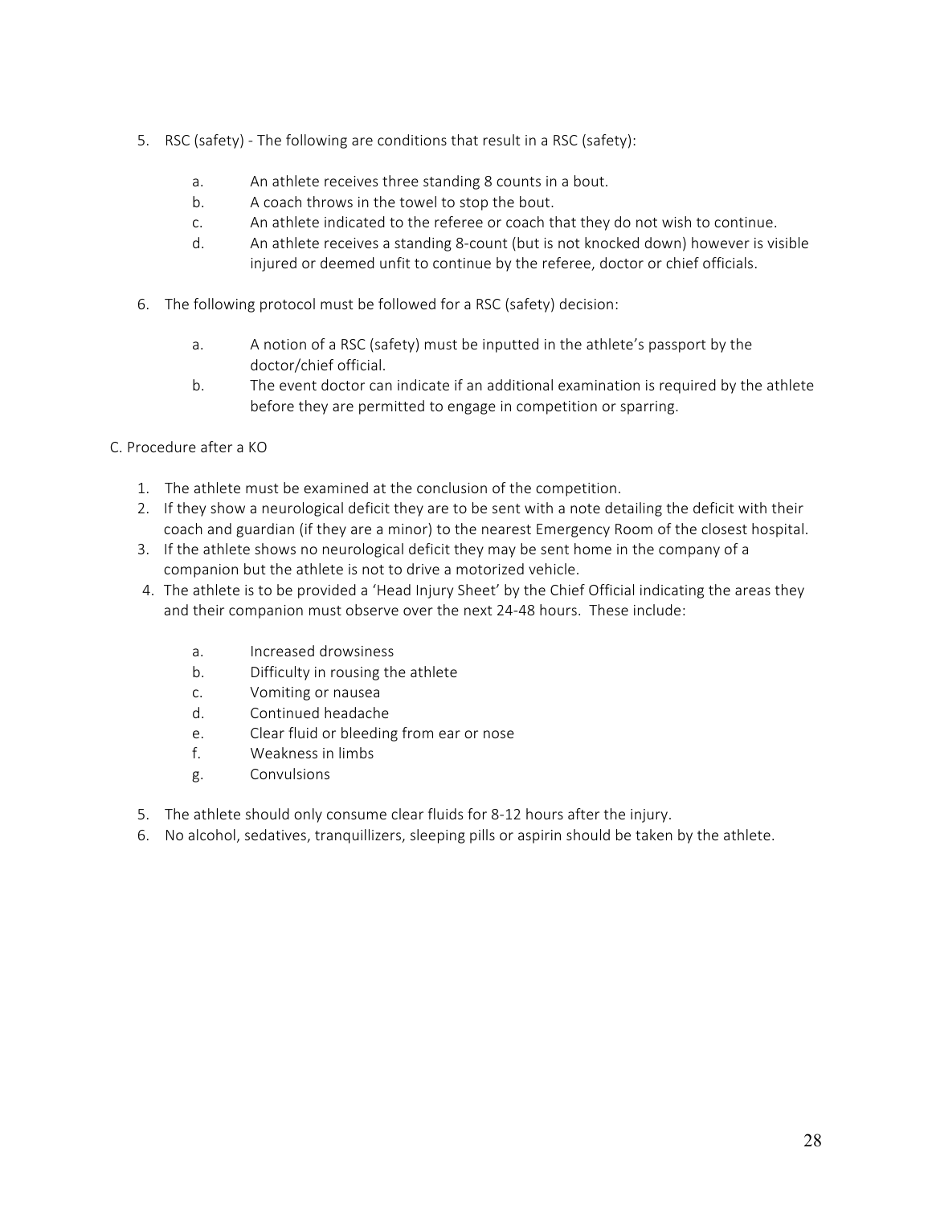5. RSC (safety) - The following are conditions that result in a RSC (safety):

    a. An athlete receives three standing 8 counts in a bout.
    b. A coach throws in the towel to stop the bout.
    c. An athlete indicated to the referee or coach that they do not wish to continue.
    d. An athlete receives a standing 8-count (but is not knocked down) however is visible injured or deemed unfit to continue by the referee, doctor or chief officials.

6. The following protocol must be followed for a RSC (safety) decision:

    a. A notion of a RSC (safety) must be inputted in the athlete's passport by the doctor/chief official.
    b. The event doctor can indicate if an additional examination is required by the athlete before they are permitted to engage in competition or sparring.

C. Procedure after a KO

1. The athlete must be examined at the conclusion of the competition.
2. If they show a neurological deficit they are to be sent with a note detailing the deficit with their coach and guardian (if they are a minor) to the nearest Emergency Room of the closest hospital.
3. If the athlete shows no neurological deficit they may be sent home in the company of a companion but the athlete is not to drive a motorized vehicle.
4. The athlete is to be provided a 'Head Injury Sheet' by the Chief Official indicating the areas they and their companion must observe over the next 24-48 hours. These include:

    a. Increased drowsiness
    b. Difficulty in rousing the athlete
    c. Vomiting or nausea
    d. Continued headache
    e. Clear fluid or bleeding from ear or nose
    f. Weakness in limbs
    g. Convulsions

5. The athlete should only consume clear fluids for 8-12 hours after the injury.
6. No alcohol, sedatives, tranquillizers, sleeping pills or aspirin should be taken by the athlete.